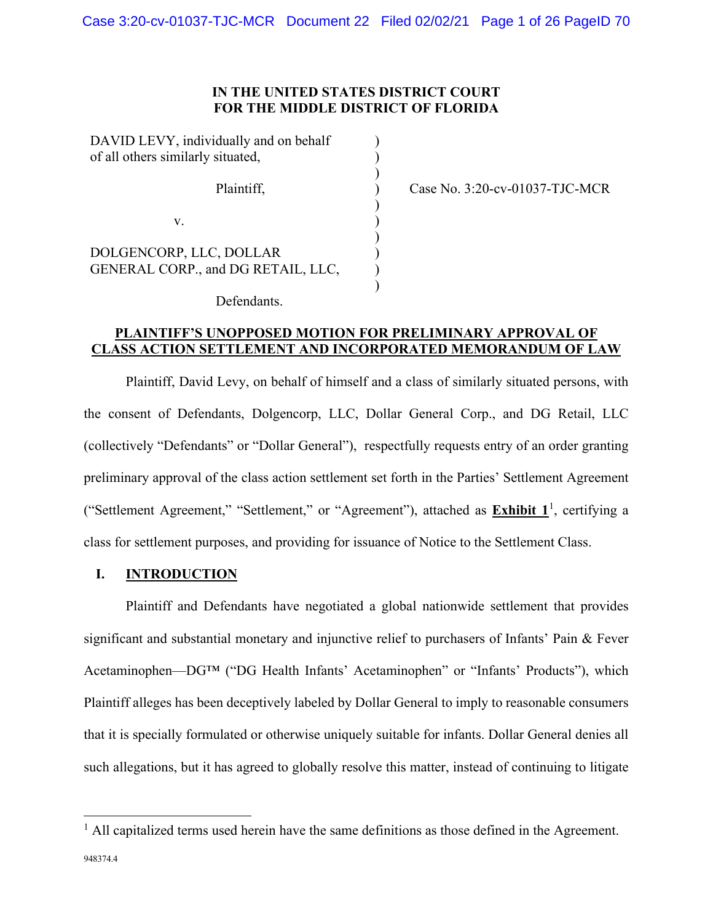**IN THE UNITED STATES DISTRICT COURT**
**FOR THE MIDDLE DISTRICT OF FLORIDA**

| | | |
|---|---|---|
| DAVID LEVY, individually and on behalf of all others similarly situated, | ) | |
| Plaintiff, | ) | Case No. 3:20-cv-01037-TJC-MCR |
| v. | ) | |
| DOLGENCORP, LLC, DOLLAR GENERAL CORP., and DG RETAIL, LLC, | ) | |
| Defendants. | | |

**PLAINTIFF'S UNOPPOSED MOTION FOR PRELIMINARY APPROVAL OF CLASS ACTION SETTLEMENT AND INCORPORATED MEMORANDUM OF LAW**

Plaintiff, David Levy, on behalf of himself and a class of similarly situated persons, with the consent of Defendants, Dolgencorp, LLC, Dollar General Corp., and DG Retail, LLC (collectively "Defendants" or "Dollar General"), respectfully requests entry of an order granting preliminary approval of the class action settlement set forth in the Parties' Settlement Agreement ("Settlement Agreement," "Settlement," or "Agreement"), attached as **Exhibit 1**[1], certifying a class for settlement purposes, and providing for issuance of Notice to the Settlement Class.

## I. INTRODUCTION

Plaintiff and Defendants have negotiated a global nationwide settlement that provides significant and substantial monetary and injunctive relief to purchasers of Infants' Pain & Fever Acetaminophen—DG™ ("DG Health Infants' Acetaminophen" or "Infants' Products"), which Plaintiff alleges has been deceptively labeled by Dollar General to imply to reasonable consumers that it is specially formulated or otherwise uniquely suitable for infants. Dollar General denies all such allegations, but it has agreed to globally resolve this matter, instead of continuing to litigate

[1] All capitalized terms used herein have the same definitions as those defined in the Agreement.

948374.4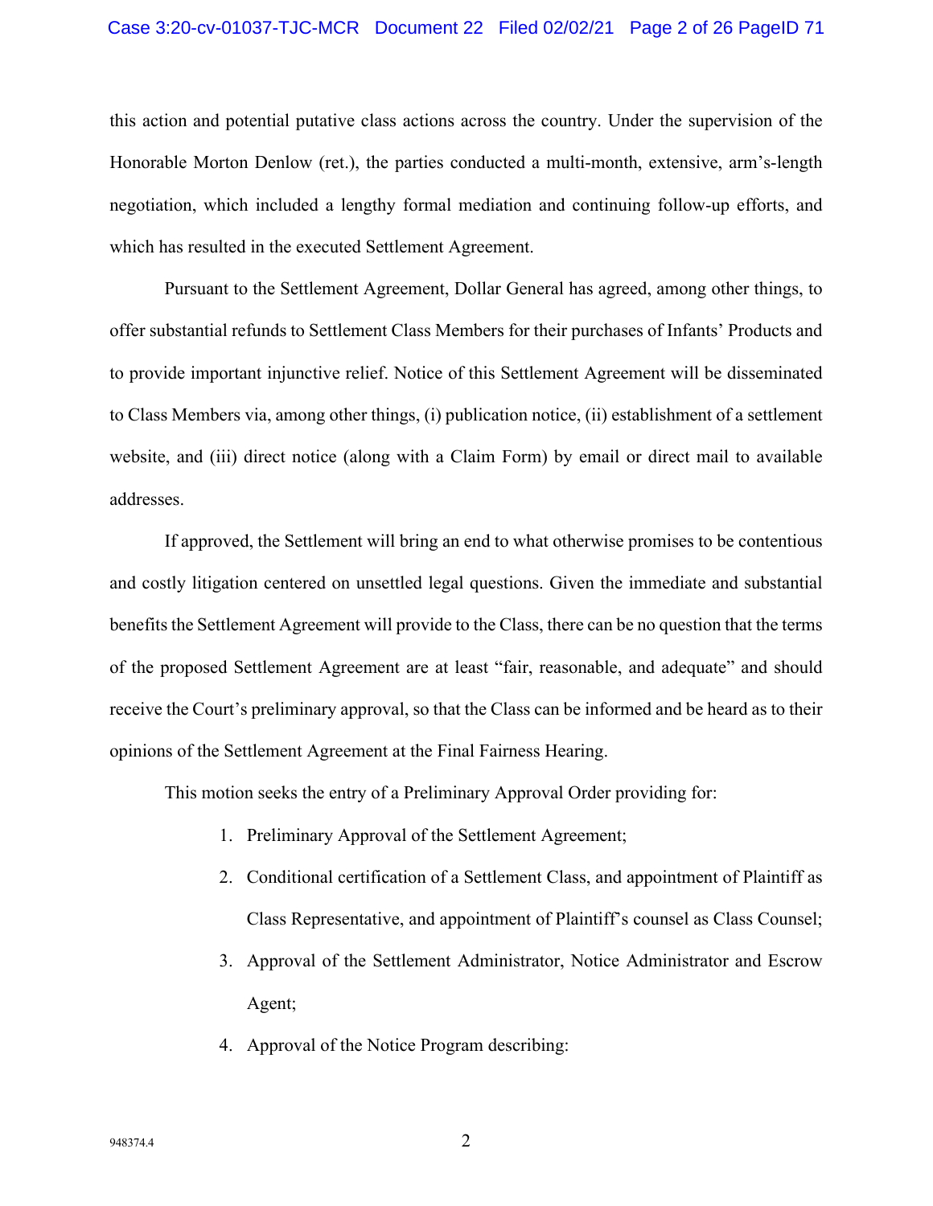this action and potential putative class actions across the country. Under the supervision of the Honorable Morton Denlow (ret.), the parties conducted a multi-month, extensive, arm's-length negotiation, which included a lengthy formal mediation and continuing follow-up efforts, and which has resulted in the executed Settlement Agreement.

Pursuant to the Settlement Agreement, Dollar General has agreed, among other things, to offer substantial refunds to Settlement Class Members for their purchases of Infants' Products and to provide important injunctive relief. Notice of this Settlement Agreement will be disseminated to Class Members via, among other things, (i) publication notice, (ii) establishment of a settlement website, and (iii) direct notice (along with a Claim Form) by email or direct mail to available addresses.

If approved, the Settlement will bring an end to what otherwise promises to be contentious and costly litigation centered on unsettled legal questions. Given the immediate and substantial benefits the Settlement Agreement will provide to the Class, there can be no question that the terms of the proposed Settlement Agreement are at least "fair, reasonable, and adequate" and should receive the Court's preliminary approval, so that the Class can be informed and be heard as to their opinions of the Settlement Agreement at the Final Fairness Hearing.

This motion seeks the entry of a Preliminary Approval Order providing for:

1. Preliminary Approval of the Settlement Agreement;
2. Conditional certification of a Settlement Class, and appointment of Plaintiff as Class Representative, and appointment of Plaintiff's counsel as Class Counsel;
3. Approval of the Settlement Administrator, Notice Administrator and Escrow Agent;
4. Approval of the Notice Program describing: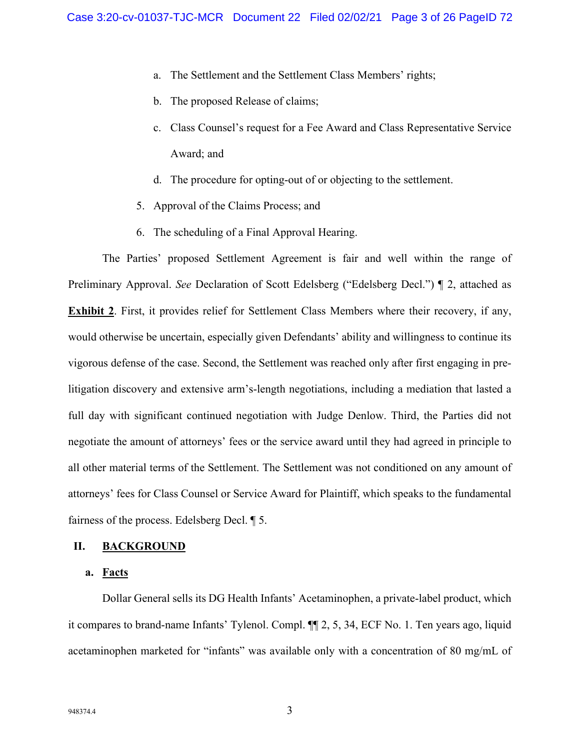a. The Settlement and the Settlement Class Members' rights;

b. The proposed Release of claims;

c. Class Counsel's request for a Fee Award and Class Representative Service Award; and

d. The procedure for opting-out of or objecting to the settlement.

5. Approval of the Claims Process; and

6. The scheduling of a Final Approval Hearing.

The Parties' proposed Settlement Agreement is fair and well within the range of Preliminary Approval. *See* Declaration of Scott Edelsberg ("Edelsberg Decl.") ¶ 2, attached as **Exhibit 2**. First, it provides relief for Settlement Class Members where their recovery, if any, would otherwise be uncertain, especially given Defendants' ability and willingness to continue its vigorous defense of the case. Second, the Settlement was reached only after first engaging in pre-litigation discovery and extensive arm's-length negotiations, including a mediation that lasted a full day with significant continued negotiation with Judge Denlow. Third, the Parties did not negotiate the amount of attorneys' fees or the service award until they had agreed in principle to all other material terms of the Settlement. The Settlement was not conditioned on any amount of attorneys' fees for Class Counsel or Service Award for Plaintiff, which speaks to the fundamental fairness of the process. Edelsberg Decl. ¶ 5.

## II. BACKGROUND

### a. Facts

Dollar General sells its DG Health Infants' Acetaminophen, a private-label product, which it compares to brand-name Infants' Tylenol. Compl. ¶¶ 2, 5, 34, ECF No. 1. Ten years ago, liquid acetaminophen marketed for "infants" was available only with a concentration of 80 mg/mL of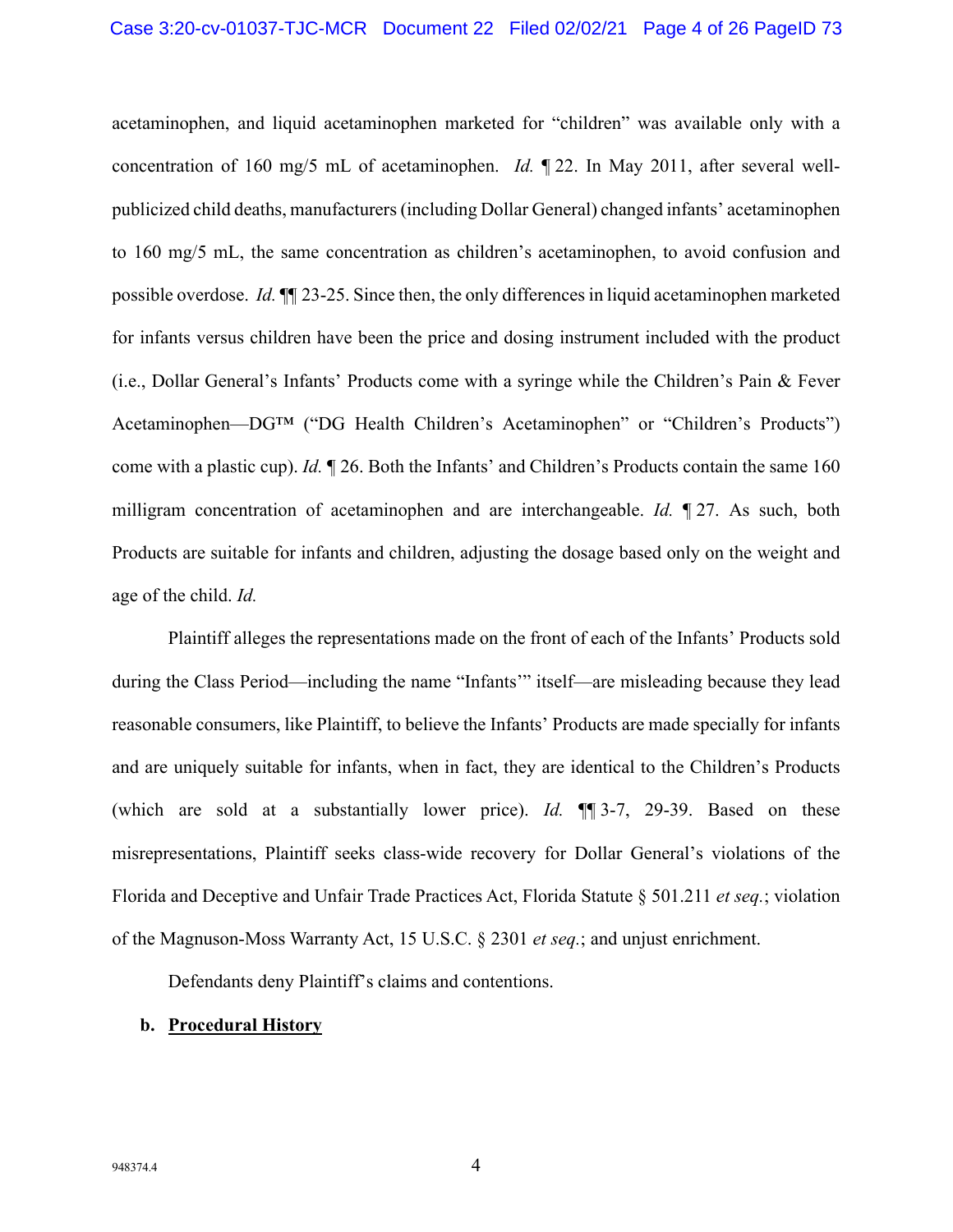acetaminophen, and liquid acetaminophen marketed for "children" was available only with a concentration of 160 mg/5 mL of acetaminophen. *Id.* ¶ 22. In May 2011, after several well-publicized child deaths, manufacturers (including Dollar General) changed infants' acetaminophen to 160 mg/5 mL, the same concentration as children's acetaminophen, to avoid confusion and possible overdose. *Id.* ¶¶ 23-25. Since then, the only differences in liquid acetaminophen marketed for infants versus children have been the price and dosing instrument included with the product (i.e., Dollar General's Infants' Products come with a syringe while the Children's Pain & Fever Acetaminophen—DG™ ("DG Health Children's Acetaminophen" or "Children's Products") come with a plastic cup). *Id.* ¶ 26. Both the Infants' and Children's Products contain the same 160 milligram concentration of acetaminophen and are interchangeable. *Id.* ¶ 27. As such, both Products are suitable for infants and children, adjusting the dosage based only on the weight and age of the child. *Id.*

Plaintiff alleges the representations made on the front of each of the Infants' Products sold during the Class Period—including the name "Infants'" itself—are misleading because they lead reasonable consumers, like Plaintiff, to believe the Infants' Products are made specially for infants and are uniquely suitable for infants, when in fact, they are identical to the Children's Products (which are sold at a substantially lower price). *Id.* ¶¶ 3-7, 29-39. Based on these misrepresentations, Plaintiff seeks class-wide recovery for Dollar General's violations of the Florida and Deceptive and Unfair Trade Practices Act, Florida Statute § 501.211 *et seq.*; violation of the Magnuson-Moss Warranty Act, 15 U.S.C. § 2301 *et seq.*; and unjust enrichment.

Defendants deny Plaintiff's claims and contentions.

**b. <u>Procedural History</u>**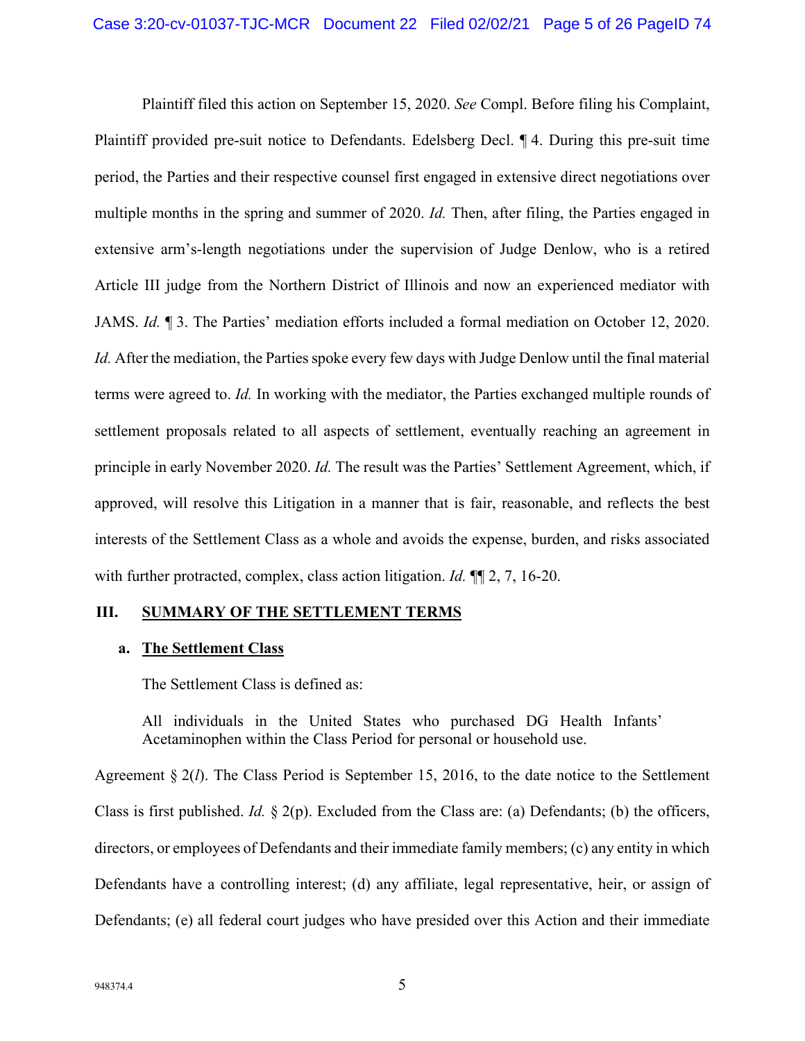Plaintiff filed this action on September 15, 2020. *See* Compl. Before filing his Complaint, Plaintiff provided pre-suit notice to Defendants. Edelsberg Decl. ¶ 4. During this pre-suit time period, the Parties and their respective counsel first engaged in extensive direct negotiations over multiple months in the spring and summer of 2020. *Id.* Then, after filing, the Parties engaged in extensive arm's-length negotiations under the supervision of Judge Denlow, who is a retired Article III judge from the Northern District of Illinois and now an experienced mediator with JAMS. *Id.* ¶ 3. The Parties' mediation efforts included a formal mediation on October 12, 2020. *Id.* After the mediation, the Parties spoke every few days with Judge Denlow until the final material terms were agreed to. *Id.* In working with the mediator, the Parties exchanged multiple rounds of settlement proposals related to all aspects of settlement, eventually reaching an agreement in principle in early November 2020. *Id.* The result was the Parties' Settlement Agreement, which, if approved, will resolve this Litigation in a manner that is fair, reasonable, and reflects the best interests of the Settlement Class as a whole and avoids the expense, burden, and risks associated with further protracted, complex, class action litigation. *Id.* ¶¶ 2, 7, 16-20.

## III. <u>SUMMARY OF THE SETTLEMENT TERMS</u>

### a. <u>The Settlement Class</u>

The Settlement Class is defined as:

> All individuals in the United States who purchased DG Health Infants' Acetaminophen within the Class Period for personal or household use.

Agreement § 2(*l*). The Class Period is September 15, 2016, to the date notice to the Settlement Class is first published. *Id.* § 2(p). Excluded from the Class are: (a) Defendants; (b) the officers, directors, or employees of Defendants and their immediate family members; (c) any entity in which Defendants have a controlling interest; (d) any affiliate, legal representative, heir, or assign of Defendants; (e) all federal court judges who have presided over this Action and their immediate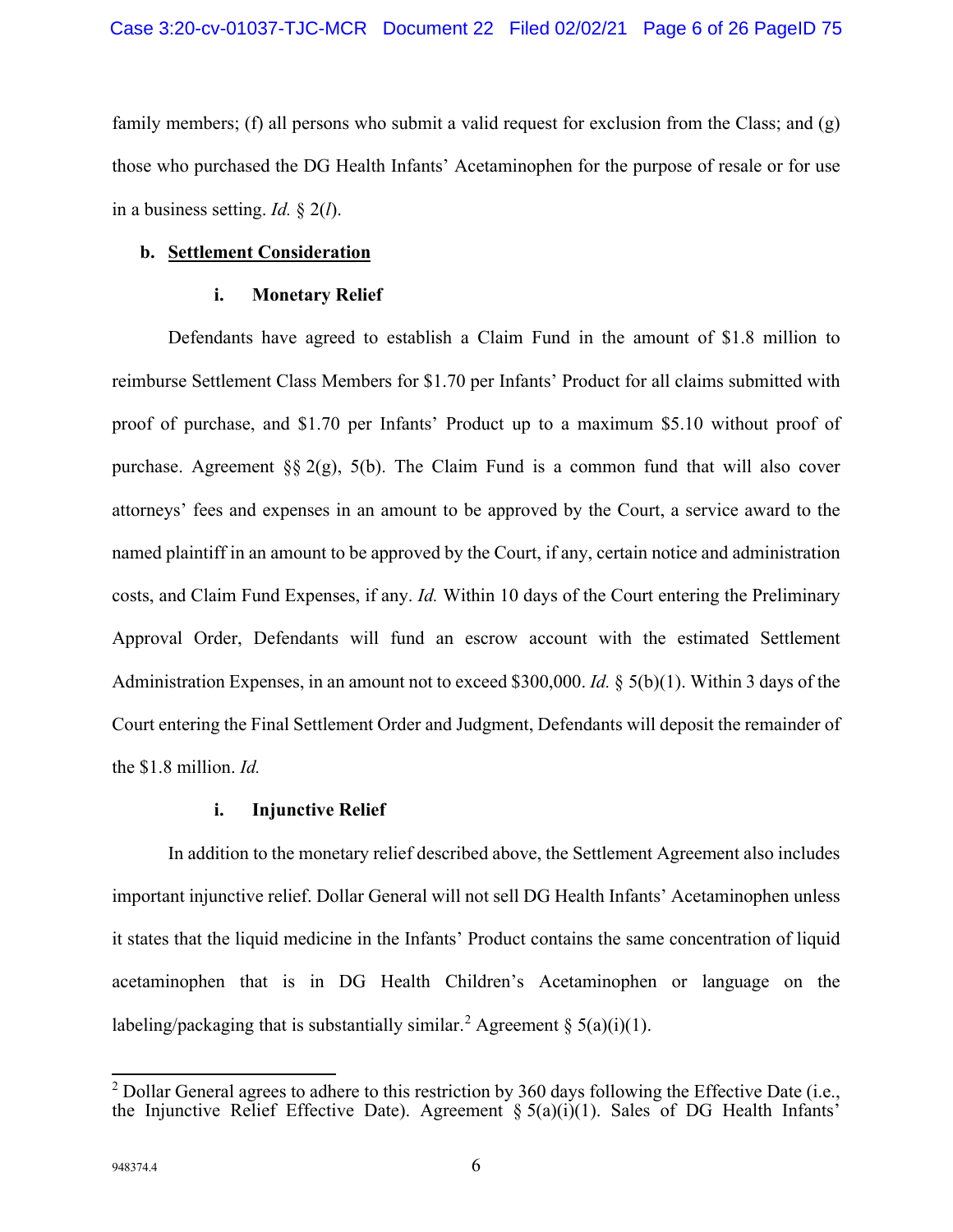family members; (f) all persons who submit a valid request for exclusion from the Class; and (g) those who purchased the DG Health Infants' Acetaminophen for the purpose of resale or for use in a business setting. *Id.* § 2(*l*).

**b. Settlement Consideration**

**i. Monetary Relief**

Defendants have agreed to establish a Claim Fund in the amount of $1.8 million to reimburse Settlement Class Members for $1.70 per Infants' Product for all claims submitted with proof of purchase, and $1.70 per Infants' Product up to a maximum $5.10 without proof of purchase. Agreement §§ 2(g), 5(b). The Claim Fund is a common fund that will also cover attorneys' fees and expenses in an amount to be approved by the Court, a service award to the named plaintiff in an amount to be approved by the Court, if any, certain notice and administration costs, and Claim Fund Expenses, if any. *Id.* Within 10 days of the Court entering the Preliminary Approval Order, Defendants will fund an escrow account with the estimated Settlement Administration Expenses, in an amount not to exceed $300,000. *Id.* § 5(b)(1). Within 3 days of the Court entering the Final Settlement Order and Judgment, Defendants will deposit the remainder of the $1.8 million. *Id.*

**i. Injunctive Relief**

In addition to the monetary relief described above, the Settlement Agreement also includes important injunctive relief. Dollar General will not sell DG Health Infants' Acetaminophen unless it states that the liquid medicine in the Infants' Product contains the same concentration of liquid acetaminophen that is in DG Health Children's Acetaminophen or language on the labeling/packaging that is substantially similar.[2] Agreement § 5(a)(i)(1).

[2] Dollar General agrees to adhere to this restriction by 360 days following the Effective Date (i.e., the Injunctive Relief Effective Date). Agreement § 5(a)(i)(1). Sales of DG Health Infants'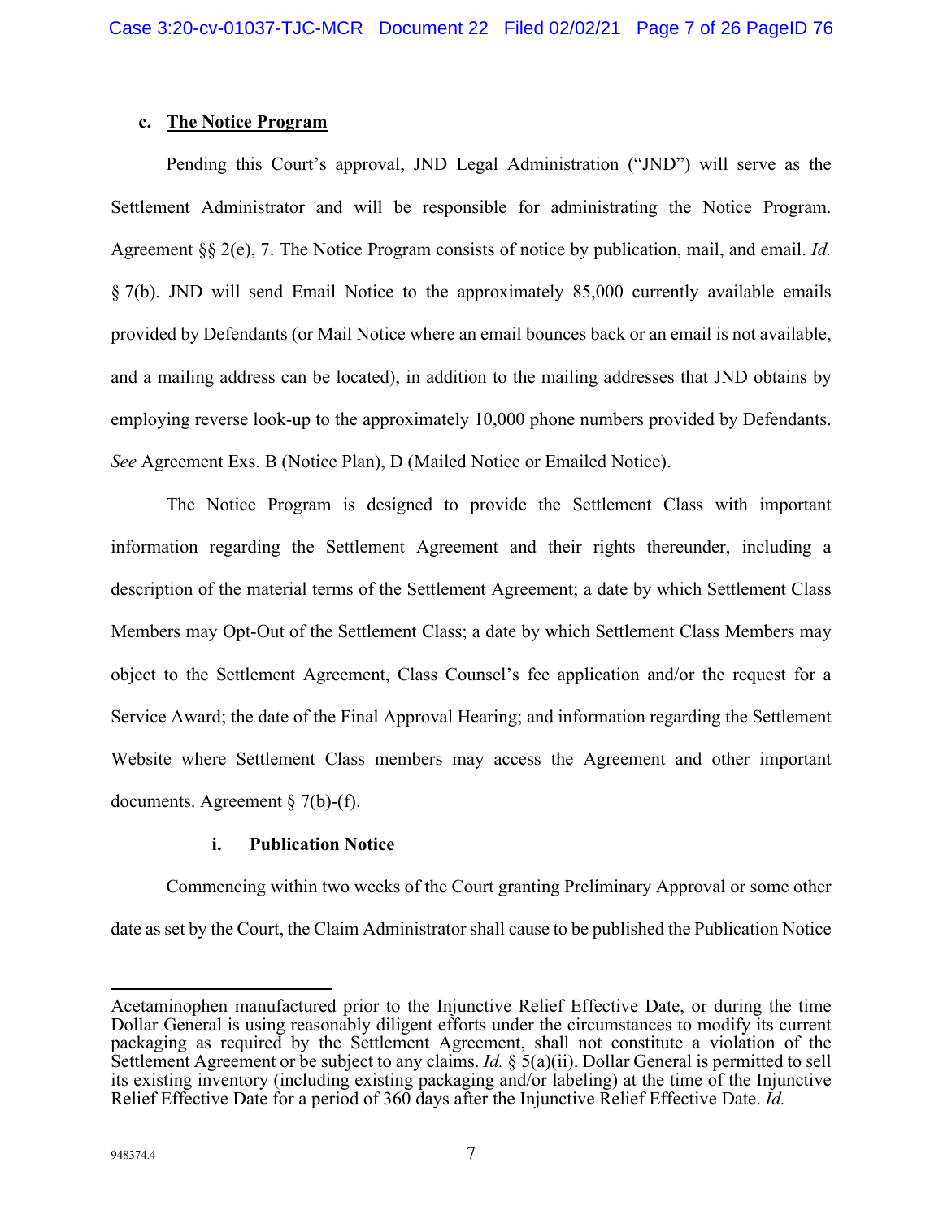### c. The Notice Program

Pending this Court's approval, JND Legal Administration ("JND") will serve as the Settlement Administrator and will be responsible for administrating the Notice Program. Agreement §§ 2(e), 7. The Notice Program consists of notice by publication, mail, and email. *Id.* § 7(b). JND will send Email Notice to the approximately 85,000 currently available emails provided by Defendants (or Mail Notice where an email bounces back or an email is not available, and a mailing address can be located), in addition to the mailing addresses that JND obtains by employing reverse look-up to the approximately 10,000 phone numbers provided by Defendants. *See* Agreement Exs. B (Notice Plan), D (Mailed Notice or Emailed Notice).

The Notice Program is designed to provide the Settlement Class with important information regarding the Settlement Agreement and their rights thereunder, including a description of the material terms of the Settlement Agreement; a date by which Settlement Class Members may Opt-Out of the Settlement Class; a date by which Settlement Class Members may object to the Settlement Agreement, Class Counsel's fee application and/or the request for a Service Award; the date of the Final Approval Hearing; and information regarding the Settlement Website where Settlement Class members may access the Agreement and other important documents. Agreement § 7(b)-(f).

#### i. Publication Notice

Commencing within two weeks of the Court granting Preliminary Approval or some other date as set by the Court, the Claim Administrator shall cause to be published the Publication Notice

---

Acetaminophen manufactured prior to the Injunctive Relief Effective Date, or during the time Dollar General is using reasonably diligent efforts under the circumstances to modify its current packaging as required by the Settlement Agreement, shall not constitute a violation of the Settlement Agreement or be subject to any claims. *Id.* § 5(a)(ii). Dollar General is permitted to sell its existing inventory (including existing packaging and/or labeling) at the time of the Injunctive Relief Effective Date for a period of 360 days after the Injunctive Relief Effective Date. *Id.*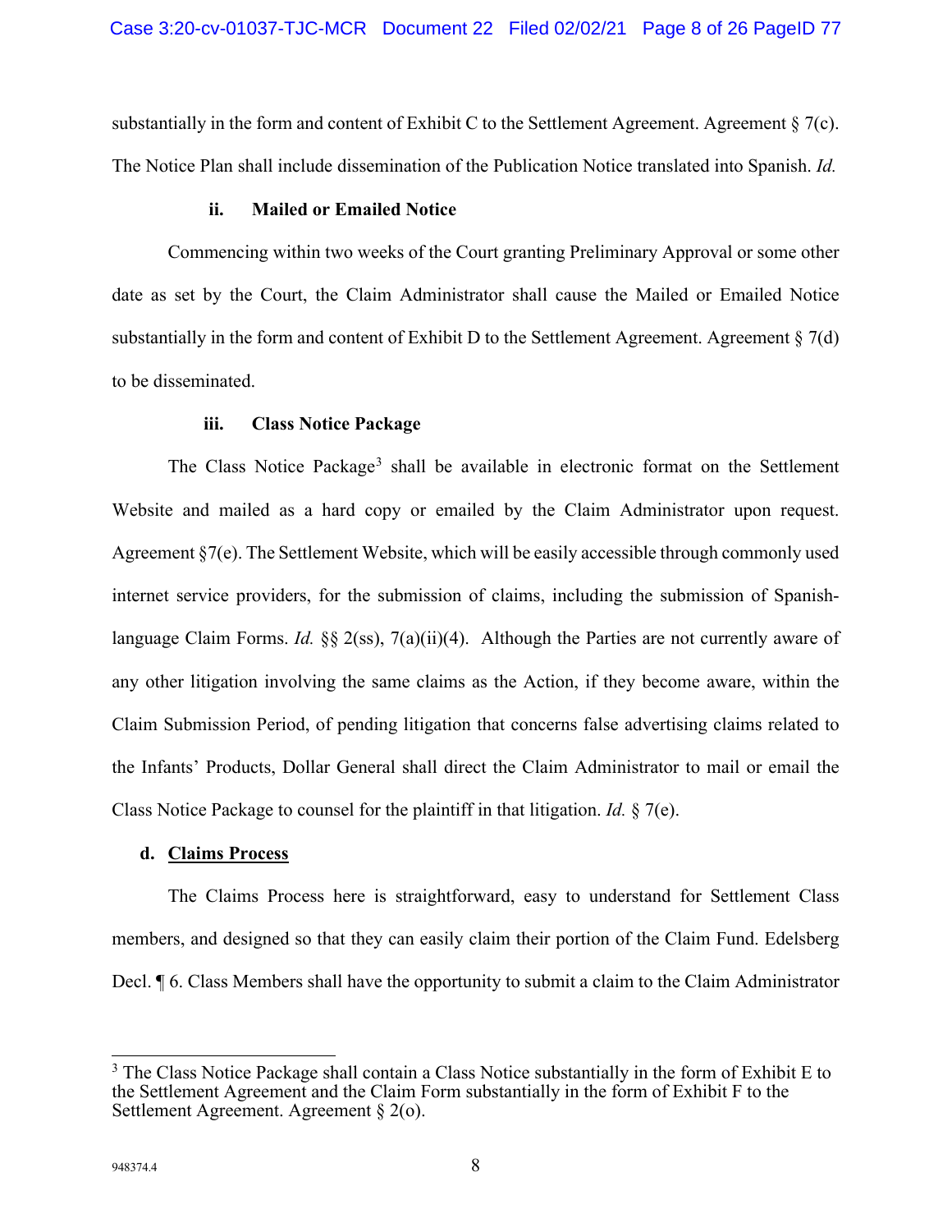substantially in the form and content of Exhibit C to the Settlement Agreement. Agreement § 7(c). The Notice Plan shall include dissemination of the Publication Notice translated into Spanish. *Id.*

#### ii. Mailed or Emailed Notice

Commencing within two weeks of the Court granting Preliminary Approval or some other date as set by the Court, the Claim Administrator shall cause the Mailed or Emailed Notice substantially in the form and content of Exhibit D to the Settlement Agreement. Agreement § 7(d) to be disseminated.

#### iii. Class Notice Package

The Class Notice Package[3] shall be available in electronic format on the Settlement Website and mailed as a hard copy or emailed by the Claim Administrator upon request. Agreement §7(e). The Settlement Website, which will be easily accessible through commonly used internet service providers, for the submission of claims, including the submission of Spanish-language Claim Forms. *Id.* §§ 2(ss), 7(a)(ii)(4). Although the Parties are not currently aware of any other litigation involving the same claims as the Action, if they become aware, within the Claim Submission Period, of pending litigation that concerns false advertising claims related to the Infants' Products, Dollar General shall direct the Claim Administrator to mail or email the Class Notice Package to counsel for the plaintiff in that litigation. *Id.* § 7(e).

### d. Claims Process

The Claims Process here is straightforward, easy to understand for Settlement Class members, and designed so that they can easily claim their portion of the Claim Fund. Edelsberg Decl. ¶ 6. Class Members shall have the opportunity to submit a claim to the Claim Administrator

[3] The Class Notice Package shall contain a Class Notice substantially in the form of Exhibit E to the Settlement Agreement and the Claim Form substantially in the form of Exhibit F to the Settlement Agreement. Agreement § 2(o).

948374.4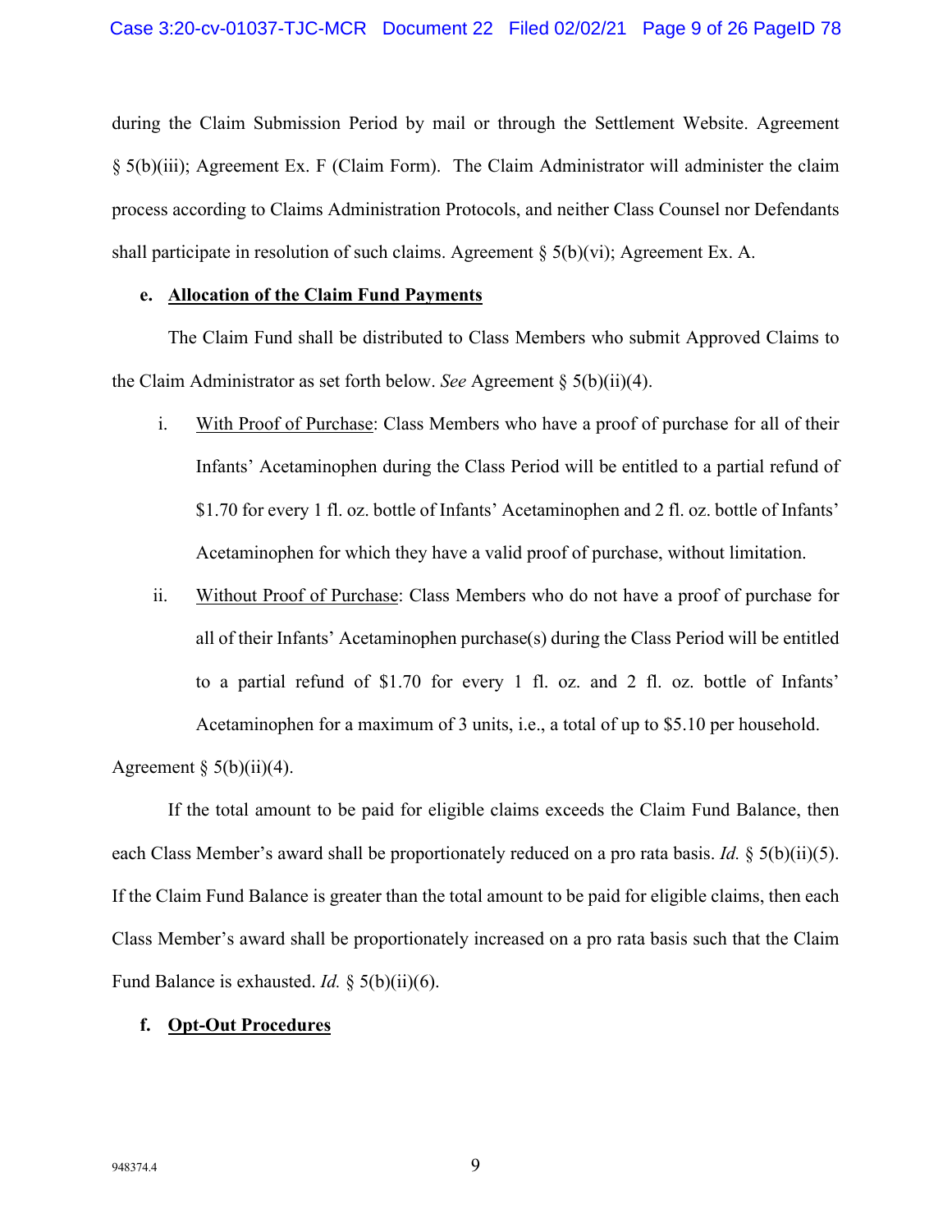during the Claim Submission Period by mail or through the Settlement Website. Agreement § 5(b)(iii); Agreement Ex. F (Claim Form). The Claim Administrator will administer the claim process according to Claims Administration Protocols, and neither Class Counsel nor Defendants shall participate in resolution of such claims. Agreement § 5(b)(vi); Agreement Ex. A.

**e. Allocation of the Claim Fund Payments**

The Claim Fund shall be distributed to Class Members who submit Approved Claims to the Claim Administrator as set forth below. *See* Agreement § 5(b)(ii)(4).

i. With Proof of Purchase: Class Members who have a proof of purchase for all of their Infants' Acetaminophen during the Class Period will be entitled to a partial refund of \$1.70 for every 1 fl. oz. bottle of Infants' Acetaminophen and 2 fl. oz. bottle of Infants' Acetaminophen for which they have a valid proof of purchase, without limitation.

ii. Without Proof of Purchase: Class Members who do not have a proof of purchase for all of their Infants' Acetaminophen purchase(s) during the Class Period will be entitled to a partial refund of \$1.70 for every 1 fl. oz. and 2 fl. oz. bottle of Infants' Acetaminophen for a maximum of 3 units, i.e., a total of up to \$5.10 per household.

Agreement § 5(b)(ii)(4).

If the total amount to be paid for eligible claims exceeds the Claim Fund Balance, then each Class Member's award shall be proportionately reduced on a pro rata basis. *Id.* § 5(b)(ii)(5). If the Claim Fund Balance is greater than the total amount to be paid for eligible claims, then each Class Member's award shall be proportionately increased on a pro rata basis such that the Claim Fund Balance is exhausted. *Id.* § 5(b)(ii)(6).

**f. Opt-Out Procedures**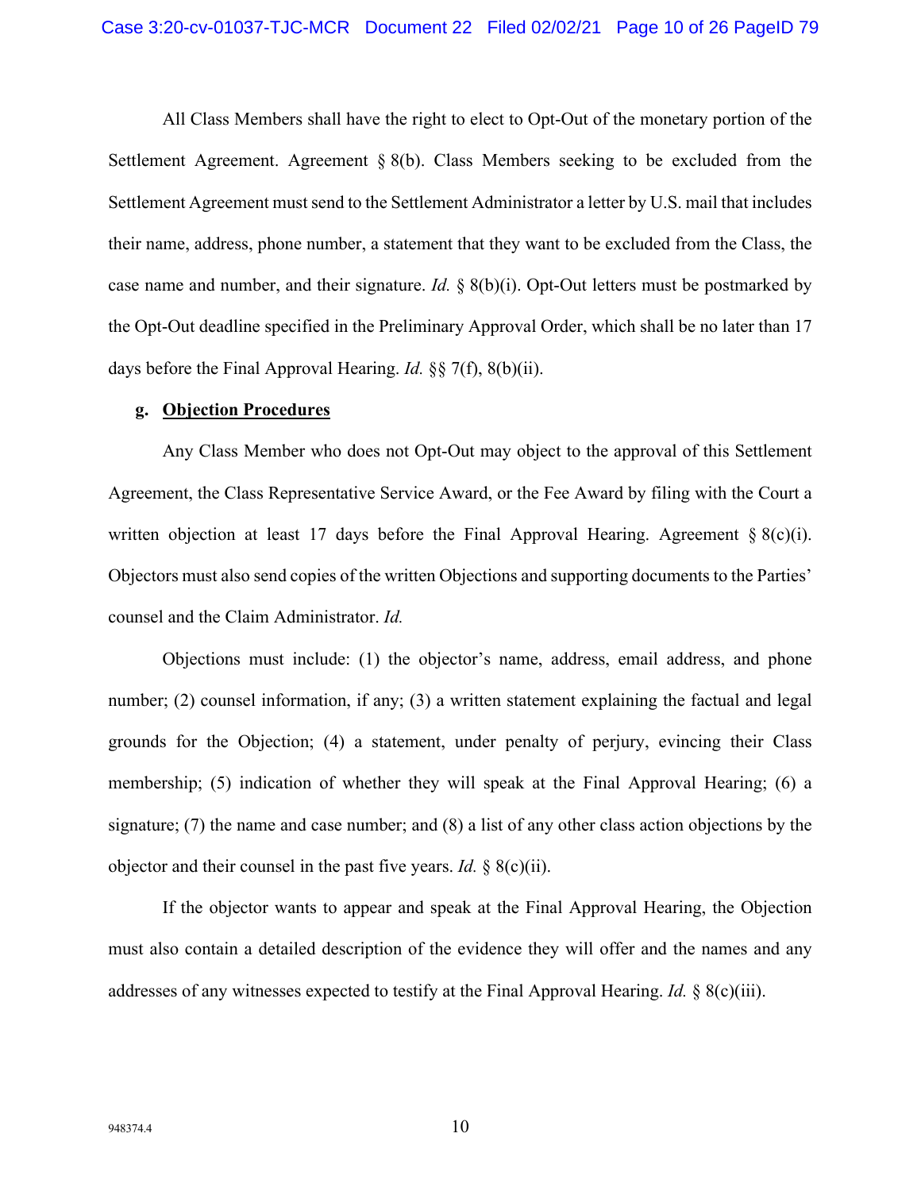All Class Members shall have the right to elect to Opt-Out of the monetary portion of the Settlement Agreement. Agreement § 8(b). Class Members seeking to be excluded from the Settlement Agreement must send to the Settlement Administrator a letter by U.S. mail that includes their name, address, phone number, a statement that they want to be excluded from the Class, the case name and number, and their signature. *Id.* § 8(b)(i). Opt-Out letters must be postmarked by the Opt-Out deadline specified in the Preliminary Approval Order, which shall be no later than 17 days before the Final Approval Hearing. *Id.* §§ 7(f), 8(b)(ii).

**g. <u>Objection Procedures</u>**

Any Class Member who does not Opt-Out may object to the approval of this Settlement Agreement, the Class Representative Service Award, or the Fee Award by filing with the Court a written objection at least 17 days before the Final Approval Hearing. Agreement § 8(c)(i). Objectors must also send copies of the written Objections and supporting documents to the Parties' counsel and the Claim Administrator. *Id.*

Objections must include: (1) the objector's name, address, email address, and phone number; (2) counsel information, if any; (3) a written statement explaining the factual and legal grounds for the Objection; (4) a statement, under penalty of perjury, evincing their Class membership; (5) indication of whether they will speak at the Final Approval Hearing; (6) a signature; (7) the name and case number; and (8) a list of any other class action objections by the objector and their counsel in the past five years. *Id.* § 8(c)(ii).

If the objector wants to appear and speak at the Final Approval Hearing, the Objection must also contain a detailed description of the evidence they will offer and the names and any addresses of any witnesses expected to testify at the Final Approval Hearing. *Id.* § 8(c)(iii).

948374.4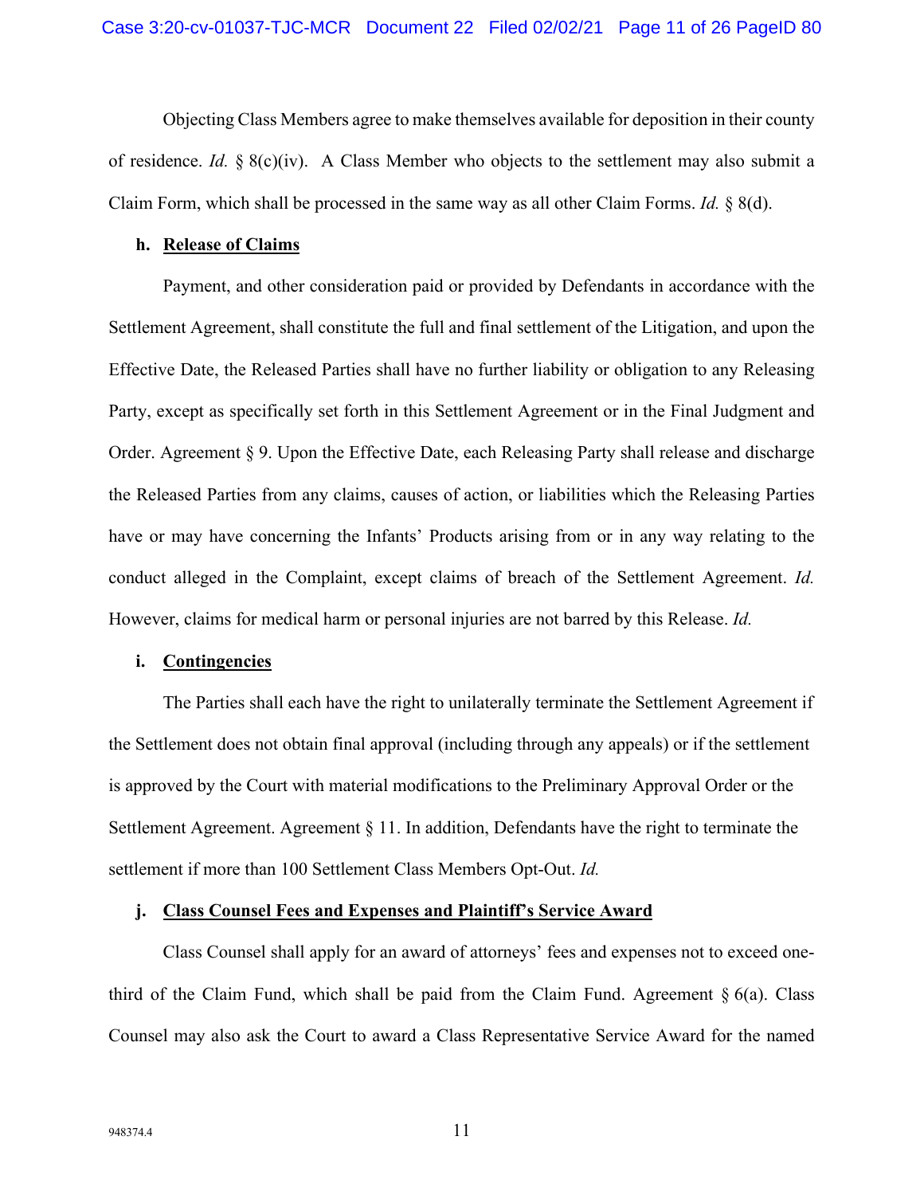Objecting Class Members agree to make themselves available for deposition in their county of residence. *Id.* § 8(c)(iv). A Class Member who objects to the settlement may also submit a Claim Form, which shall be processed in the same way as all other Claim Forms. *Id.* § 8(d).

**h. <u>Release of Claims</u>**

Payment, and other consideration paid or provided by Defendants in accordance with the Settlement Agreement, shall constitute the full and final settlement of the Litigation, and upon the Effective Date, the Released Parties shall have no further liability or obligation to any Releasing Party, except as specifically set forth in this Settlement Agreement or in the Final Judgment and Order. Agreement § 9. Upon the Effective Date, each Releasing Party shall release and discharge the Released Parties from any claims, causes of action, or liabilities which the Releasing Parties have or may have concerning the Infants' Products arising from or in any way relating to the conduct alleged in the Complaint, except claims of breach of the Settlement Agreement. *Id.* However, claims for medical harm or personal injuries are not barred by this Release. *Id.*

**i. <u>Contingencies</u>**

The Parties shall each have the right to unilaterally terminate the Settlement Agreement if the Settlement does not obtain final approval (including through any appeals) or if the settlement is approved by the Court with material modifications to the Preliminary Approval Order or the Settlement Agreement. Agreement § 11. In addition, Defendants have the right to terminate the settlement if more than 100 Settlement Class Members Opt-Out. *Id.*

**j. <u>Class Counsel Fees and Expenses and Plaintiff's Service Award</u>**

Class Counsel shall apply for an award of attorneys' fees and expenses not to exceed one-third of the Claim Fund, which shall be paid from the Claim Fund. Agreement § 6(a). Class Counsel may also ask the Court to award a Class Representative Service Award for the named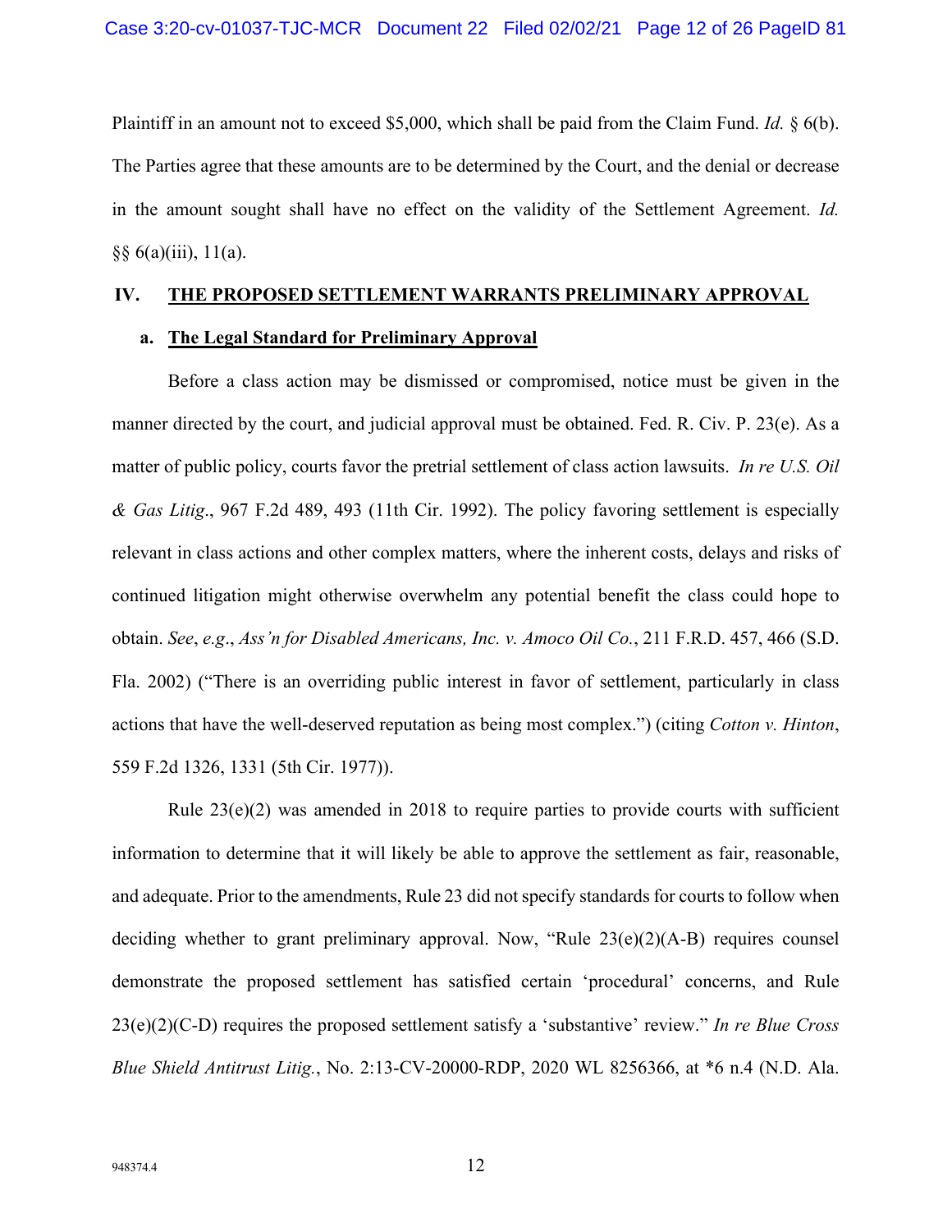Plaintiff in an amount not to exceed $5,000, which shall be paid from the Claim Fund. *Id.* § 6(b). The Parties agree that these amounts are to be determined by the Court, and the denial or decrease in the amount sought shall have no effect on the validity of the Settlement Agreement. *Id.* §§ 6(a)(iii), 11(a).

## IV. THE PROPOSED SETTLEMENT WARRANTS PRELIMINARY APPROVAL

### a. The Legal Standard for Preliminary Approval

Before a class action may be dismissed or compromised, notice must be given in the manner directed by the court, and judicial approval must be obtained. Fed. R. Civ. P. 23(e). As a matter of public policy, courts favor the pretrial settlement of class action lawsuits. *In re U.S. Oil & Gas Litig*., 967 F.2d 489, 493 (11th Cir. 1992). The policy favoring settlement is especially relevant in class actions and other complex matters, where the inherent costs, delays and risks of continued litigation might otherwise overwhelm any potential benefit the class could hope to obtain. *See*, *e.g*., *Ass'n for Disabled Americans, Inc. v. Amoco Oil Co.*, 211 F.R.D. 457, 466 (S.D. Fla. 2002) ("There is an overriding public interest in favor of settlement, particularly in class actions that have the well-deserved reputation as being most complex.") (citing *Cotton v. Hinton*, 559 F.2d 1326, 1331 (5th Cir. 1977)).

Rule 23(e)(2) was amended in 2018 to require parties to provide courts with sufficient information to determine that it will likely be able to approve the settlement as fair, reasonable, and adequate. Prior to the amendments, Rule 23 did not specify standards for courts to follow when deciding whether to grant preliminary approval. Now, "Rule 23(e)(2)(A-B) requires counsel demonstrate the proposed settlement has satisfied certain 'procedural' concerns, and Rule 23(e)(2)(C-D) requires the proposed settlement satisfy a 'substantive' review." *In re Blue Cross Blue Shield Antitrust Litig.*, No. 2:13-CV-20000-RDP, 2020 WL 8256366, at *6 n.4 (N.D. Ala.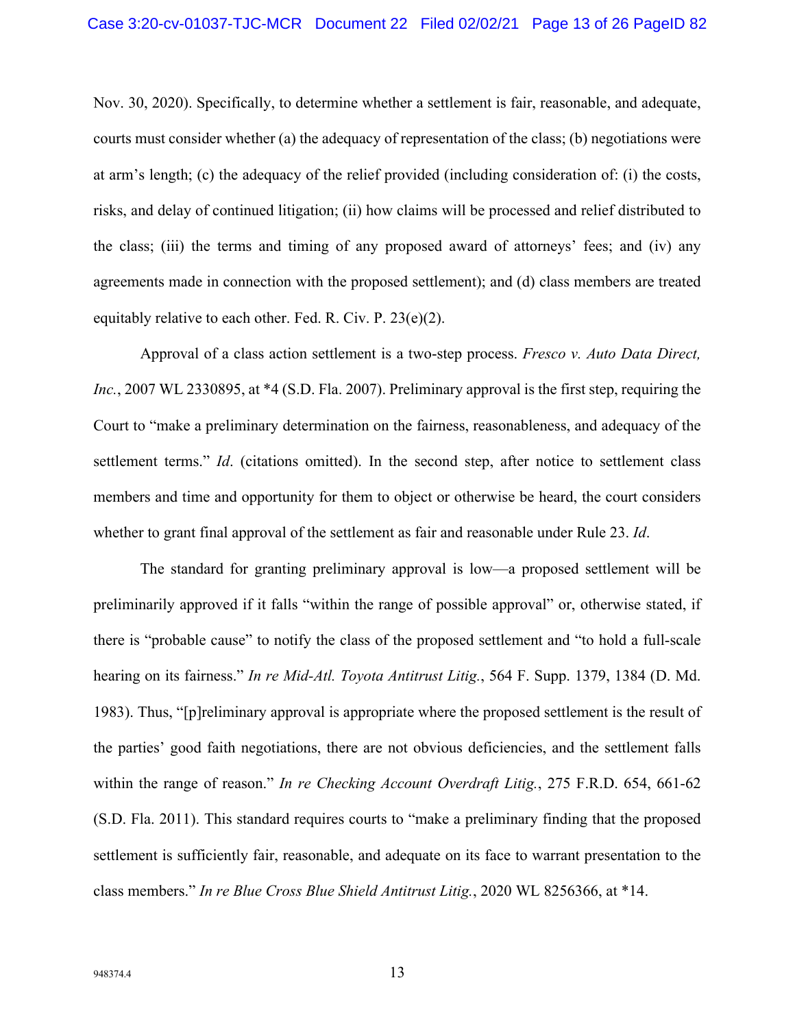Nov. 30, 2020). Specifically, to determine whether a settlement is fair, reasonable, and adequate, courts must consider whether (a) the adequacy of representation of the class; (b) negotiations were at arm's length; (c) the adequacy of the relief provided (including consideration of: (i) the costs, risks, and delay of continued litigation; (ii) how claims will be processed and relief distributed to the class; (iii) the terms and timing of any proposed award of attorneys' fees; and (iv) any agreements made in connection with the proposed settlement); and (d) class members are treated equitably relative to each other. Fed. R. Civ. P. 23(e)(2).

Approval of a class action settlement is a two-step process. *Fresco v. Auto Data Direct, Inc.*, 2007 WL 2330895, at *4 (S.D. Fla. 2007). Preliminary approval is the first step, requiring the Court to "make a preliminary determination on the fairness, reasonableness, and adequacy of the settlement terms." *Id*. (citations omitted). In the second step, after notice to settlement class members and time and opportunity for them to object or otherwise be heard, the court considers whether to grant final approval of the settlement as fair and reasonable under Rule 23. *Id*.

The standard for granting preliminary approval is low—a proposed settlement will be preliminarily approved if it falls "within the range of possible approval" or, otherwise stated, if there is "probable cause" to notify the class of the proposed settlement and "to hold a full-scale hearing on its fairness." *In re Mid-Atl. Toyota Antitrust Litig.*, 564 F. Supp. 1379, 1384 (D. Md. 1983). Thus, "[p]reliminary approval is appropriate where the proposed settlement is the result of the parties' good faith negotiations, there are not obvious deficiencies, and the settlement falls within the range of reason." *In re Checking Account Overdraft Litig.*, 275 F.R.D. 654, 661-62 (S.D. Fla. 2011). This standard requires courts to "make a preliminary finding that the proposed settlement is sufficiently fair, reasonable, and adequate on its face to warrant presentation to the class members." *In re Blue Cross Blue Shield Antitrust Litig.*, 2020 WL 8256366, at *14.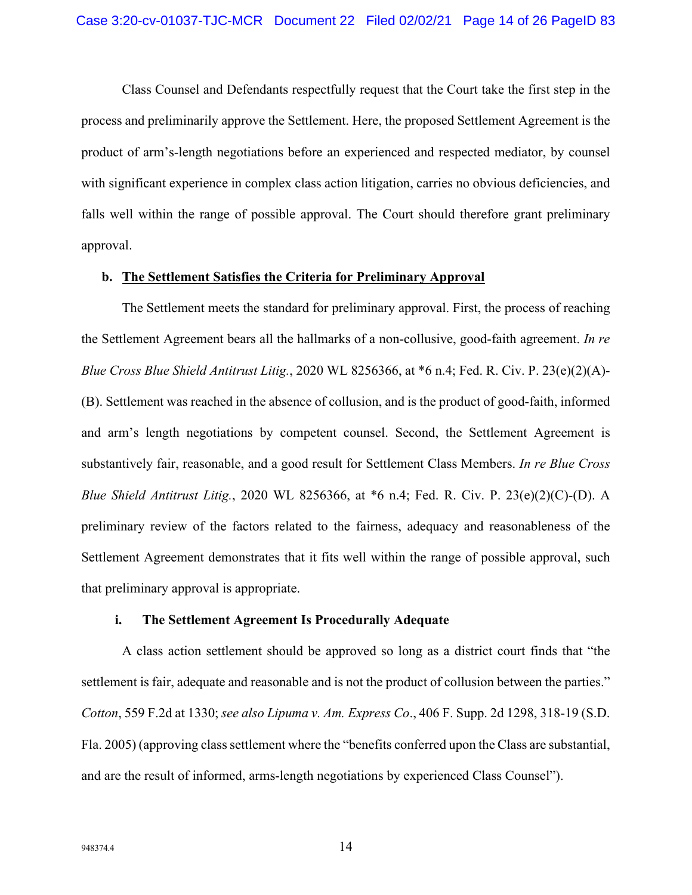Class Counsel and Defendants respectfully request that the Court take the first step in the process and preliminarily approve the Settlement. Here, the proposed Settlement Agreement is the product of arm's-length negotiations before an experienced and respected mediator, by counsel with significant experience in complex class action litigation, carries no obvious deficiencies, and falls well within the range of possible approval. The Court should therefore grant preliminary approval.

**b. <u>The Settlement Satisfies the Criteria for Preliminary Approval</u>**

The Settlement meets the standard for preliminary approval. First, the process of reaching the Settlement Agreement bears all the hallmarks of a non-collusive, good-faith agreement. *In re Blue Cross Blue Shield Antitrust Litig.*, 2020 WL 8256366, at *6 n.4; Fed. R. Civ. P. 23(e)(2)(A)-(B). Settlement was reached in the absence of collusion, and is the product of good-faith, informed and arm's length negotiations by competent counsel. Second, the Settlement Agreement is substantively fair, reasonable, and a good result for Settlement Class Members. *In re Blue Cross Blue Shield Antitrust Litig.*, 2020 WL 8256366, at *6 n.4; Fed. R. Civ. P. 23(e)(2)(C)-(D). A preliminary review of the factors related to the fairness, adequacy and reasonableness of the Settlement Agreement demonstrates that it fits well within the range of possible approval, such that preliminary approval is appropriate.

**i. The Settlement Agreement Is Procedurally Adequate**

A class action settlement should be approved so long as a district court finds that "the settlement is fair, adequate and reasonable and is not the product of collusion between the parties." *Cotton*, 559 F.2d at 1330; *see also Lipuma v. Am. Express Co*., 406 F. Supp. 2d 1298, 318-19 (S.D. Fla. 2005) (approving class settlement where the "benefits conferred upon the Class are substantial, and are the result of informed, arms-length negotiations by experienced Class Counsel").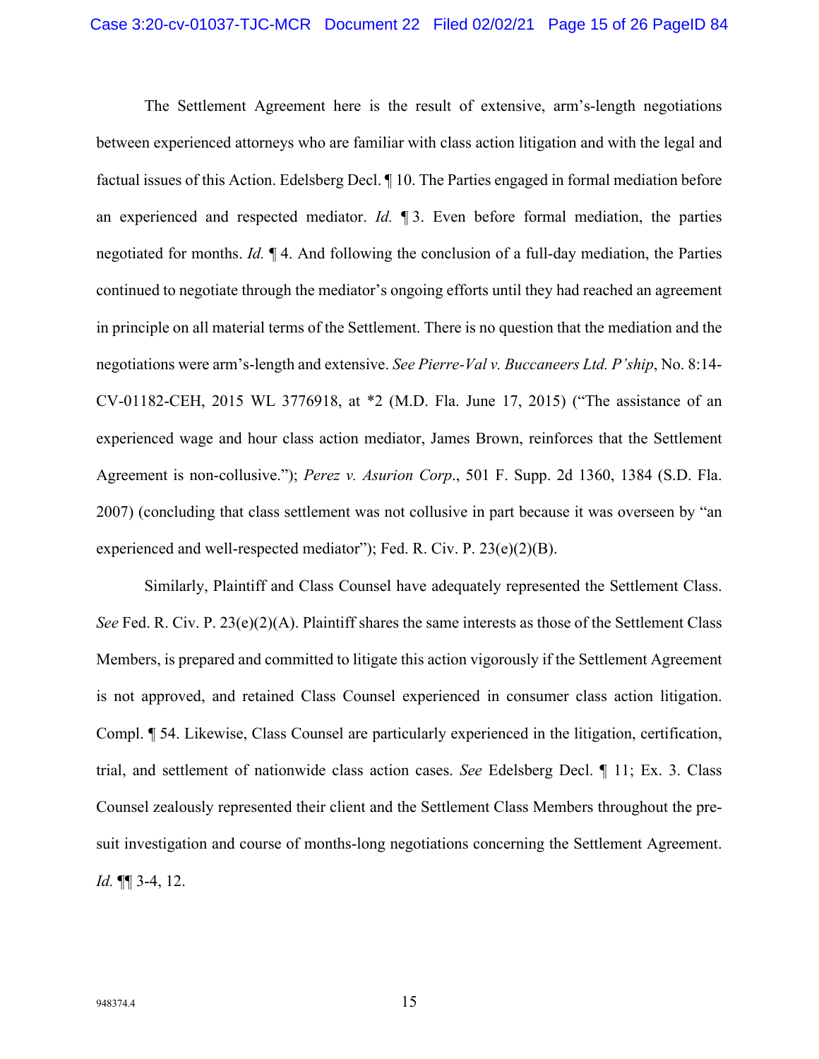The Settlement Agreement here is the result of extensive, arm's-length negotiations between experienced attorneys who are familiar with class action litigation and with the legal and factual issues of this Action. Edelsberg Decl. ¶ 10. The Parties engaged in formal mediation before an experienced and respected mediator. *Id.* ¶ 3. Even before formal mediation, the parties negotiated for months. *Id.* ¶ 4. And following the conclusion of a full-day mediation, the Parties continued to negotiate through the mediator's ongoing efforts until they had reached an agreement in principle on all material terms of the Settlement. There is no question that the mediation and the negotiations were arm's-length and extensive. *See Pierre-Val v. Buccaneers Ltd. P'ship*, No. 8:14-CV-01182-CEH, 2015 WL 3776918, at *2 (M.D. Fla. June 17, 2015) ("The assistance of an experienced wage and hour class action mediator, James Brown, reinforces that the Settlement Agreement is non-collusive."); *Perez v. Asurion Corp*., 501 F. Supp. 2d 1360, 1384 (S.D. Fla. 2007) (concluding that class settlement was not collusive in part because it was overseen by "an experienced and well-respected mediator"); Fed. R. Civ. P. 23(e)(2)(B).

Similarly, Plaintiff and Class Counsel have adequately represented the Settlement Class. *See* Fed. R. Civ. P. 23(e)(2)(A). Plaintiff shares the same interests as those of the Settlement Class Members, is prepared and committed to litigate this action vigorously if the Settlement Agreement is not approved, and retained Class Counsel experienced in consumer class action litigation. Compl. ¶ 54. Likewise, Class Counsel are particularly experienced in the litigation, certification, trial, and settlement of nationwide class action cases. *See* Edelsberg Decl. ¶ 11; Ex. 3. Class Counsel zealously represented their client and the Settlement Class Members throughout the pre-suit investigation and course of months-long negotiations concerning the Settlement Agreement. *Id.* ¶¶ 3-4, 12.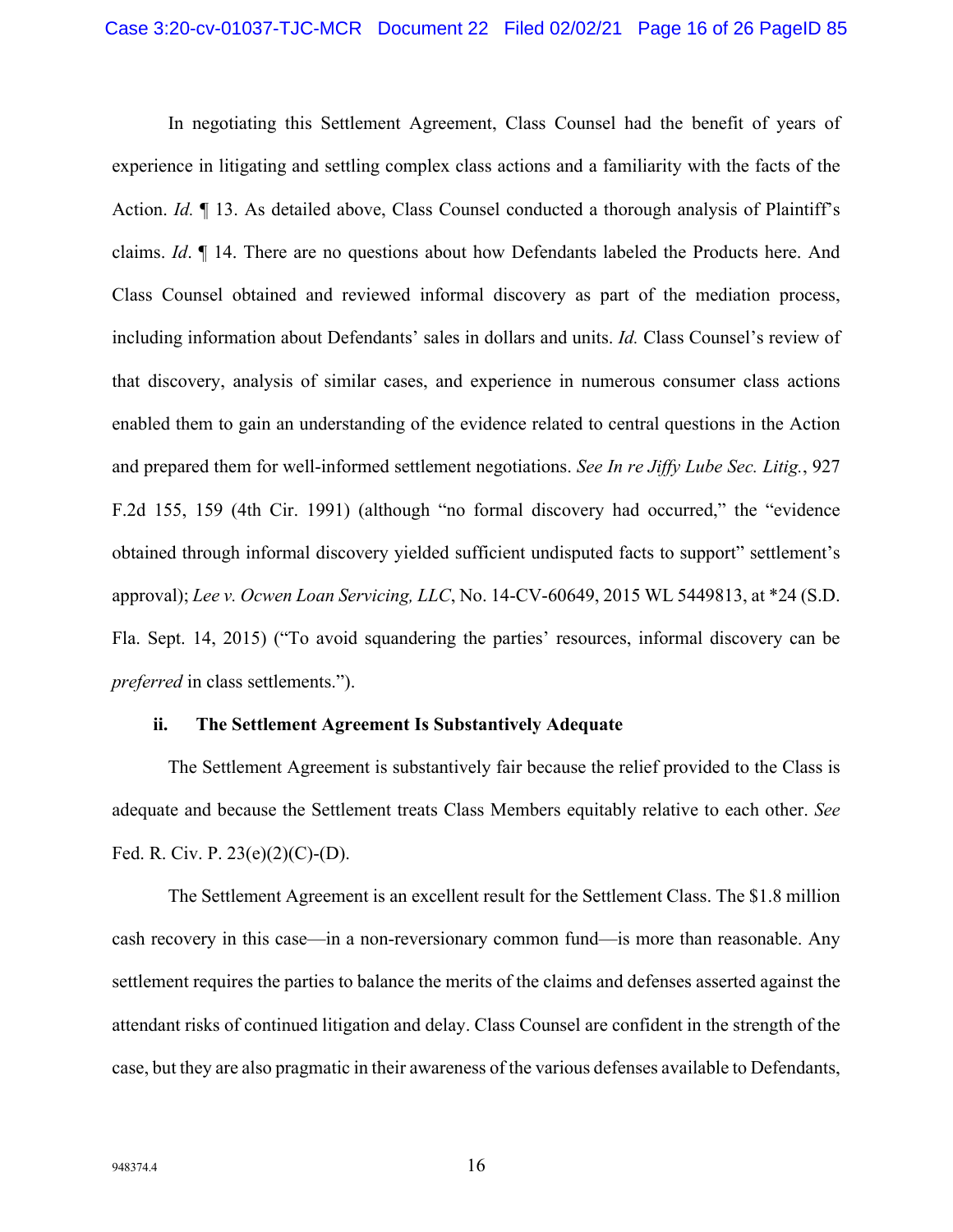In negotiating this Settlement Agreement, Class Counsel had the benefit of years of experience in litigating and settling complex class actions and a familiarity with the facts of the Action. *Id.* ¶ 13. As detailed above, Class Counsel conducted a thorough analysis of Plaintiff's claims. *Id*. ¶ 14. There are no questions about how Defendants labeled the Products here. And Class Counsel obtained and reviewed informal discovery as part of the mediation process, including information about Defendants' sales in dollars and units. *Id.* Class Counsel's review of that discovery, analysis of similar cases, and experience in numerous consumer class actions enabled them to gain an understanding of the evidence related to central questions in the Action and prepared them for well-informed settlement negotiations. *See In re Jiffy Lube Sec. Litig.*, 927 F.2d 155, 159 (4th Cir. 1991) (although "no formal discovery had occurred," the "evidence obtained through informal discovery yielded sufficient undisputed facts to support" settlement's approval); *Lee v. Ocwen Loan Servicing, LLC*, No. 14-CV-60649, 2015 WL 5449813, at *24 (S.D. Fla. Sept. 14, 2015) ("To avoid squandering the parties' resources, informal discovery can be *preferred* in class settlements.").

**ii. The Settlement Agreement Is Substantively Adequate**

The Settlement Agreement is substantively fair because the relief provided to the Class is adequate and because the Settlement treats Class Members equitably relative to each other. *See* Fed. R. Civ. P. 23(e)(2)(C)-(D).

The Settlement Agreement is an excellent result for the Settlement Class. The $1.8 million cash recovery in this case—in a non-reversionary common fund—is more than reasonable. Any settlement requires the parties to balance the merits of the claims and defenses asserted against the attendant risks of continued litigation and delay. Class Counsel are confident in the strength of the case, but they are also pragmatic in their awareness of the various defenses available to Defendants,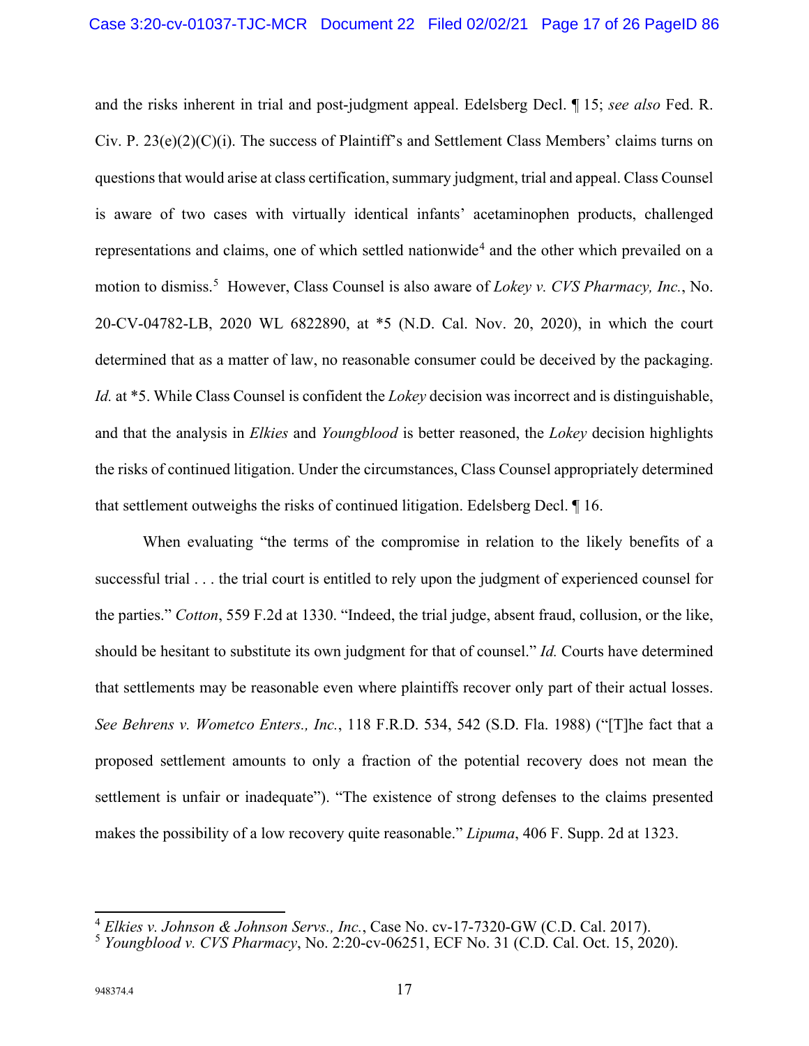and the risks inherent in trial and post-judgment appeal. Edelsberg Decl. ¶ 15; *see also* Fed. R. Civ. P. 23(e)(2)(C)(i). The success of Plaintiff's and Settlement Class Members' claims turns on questions that would arise at class certification, summary judgment, trial and appeal. Class Counsel is aware of two cases with virtually identical infants' acetaminophen products, challenged representations and claims, one of which settled nationwide[4] and the other which prevailed on a motion to dismiss.[5] However, Class Counsel is also aware of *Lokey v. CVS Pharmacy, Inc.*, No. 20-CV-04782-LB, 2020 WL 6822890, at *5 (N.D. Cal. Nov. 20, 2020), in which the court determined that as a matter of law, no reasonable consumer could be deceived by the packaging. *Id.* at *5. While Class Counsel is confident the *Lokey* decision was incorrect and is distinguishable, and that the analysis in *Elkies* and *Youngblood* is better reasoned, the *Lokey* decision highlights the risks of continued litigation. Under the circumstances, Class Counsel appropriately determined that settlement outweighs the risks of continued litigation. Edelsberg Decl. ¶ 16.

When evaluating "the terms of the compromise in relation to the likely benefits of a successful trial . . . the trial court is entitled to rely upon the judgment of experienced counsel for the parties." *Cotton*, 559 F.2d at 1330. "Indeed, the trial judge, absent fraud, collusion, or the like, should be hesitant to substitute its own judgment for that of counsel." *Id.* Courts have determined that settlements may be reasonable even where plaintiffs recover only part of their actual losses. *See Behrens v. Wometco Enters., Inc.*, 118 F.R.D. 534, 542 (S.D. Fla. 1988) ("[T]he fact that a proposed settlement amounts to only a fraction of the potential recovery does not mean the settlement is unfair or inadequate"). "The existence of strong defenses to the claims presented makes the possibility of a low recovery quite reasonable." *Lipuma*, 406 F. Supp. 2d at 1323.

---

[4] *Elkies v. Johnson & Johnson Servs., Inc.*, Case No. cv-17-7320-GW (C.D. Cal. 2017).

[5] *Youngblood v. CVS Pharmacy*, No. 2:20-cv-06251, ECF No. 31 (C.D. Cal. Oct. 15, 2020).

948374.4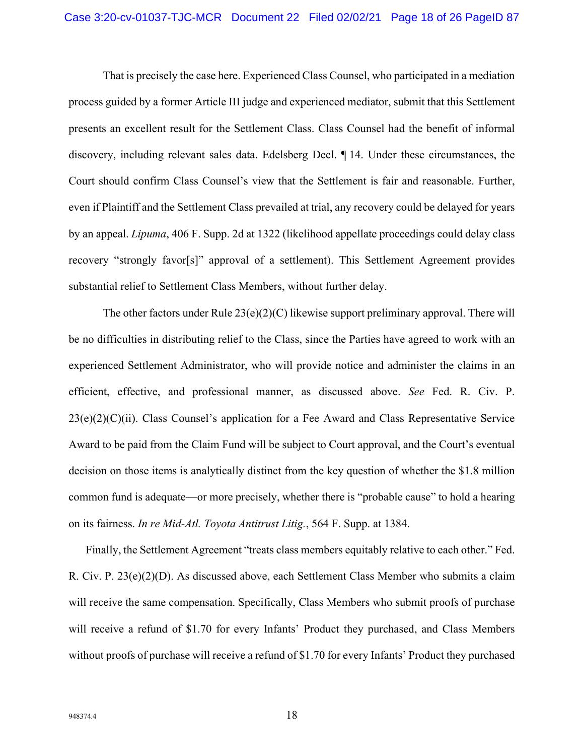That is precisely the case here. Experienced Class Counsel, who participated in a mediation process guided by a former Article III judge and experienced mediator, submit that this Settlement presents an excellent result for the Settlement Class. Class Counsel had the benefit of informal discovery, including relevant sales data. Edelsberg Decl. ¶ 14. Under these circumstances, the Court should confirm Class Counsel's view that the Settlement is fair and reasonable. Further, even if Plaintiff and the Settlement Class prevailed at trial, any recovery could be delayed for years by an appeal. *Lipuma*, 406 F. Supp. 2d at 1322 (likelihood appellate proceedings could delay class recovery "strongly favor[s]" approval of a settlement). This Settlement Agreement provides substantial relief to Settlement Class Members, without further delay.

The other factors under Rule 23(e)(2)(C) likewise support preliminary approval. There will be no difficulties in distributing relief to the Class, since the Parties have agreed to work with an experienced Settlement Administrator, who will provide notice and administer the claims in an efficient, effective, and professional manner, as discussed above. *See* Fed. R. Civ. P. 23(e)(2)(C)(ii). Class Counsel's application for a Fee Award and Class Representative Service Award to be paid from the Claim Fund will be subject to Court approval, and the Court's eventual decision on those items is analytically distinct from the key question of whether the $1.8 million common fund is adequate—or more precisely, whether there is "probable cause" to hold a hearing on its fairness. *In re Mid-Atl. Toyota Antitrust Litig.*, 564 F. Supp. at 1384.

Finally, the Settlement Agreement "treats class members equitably relative to each other." Fed. R. Civ. P. 23(e)(2)(D). As discussed above, each Settlement Class Member who submits a claim will receive the same compensation. Specifically, Class Members who submit proofs of purchase will receive a refund of $1.70 for every Infants' Product they purchased, and Class Members without proofs of purchase will receive a refund of $1.70 for every Infants' Product they purchased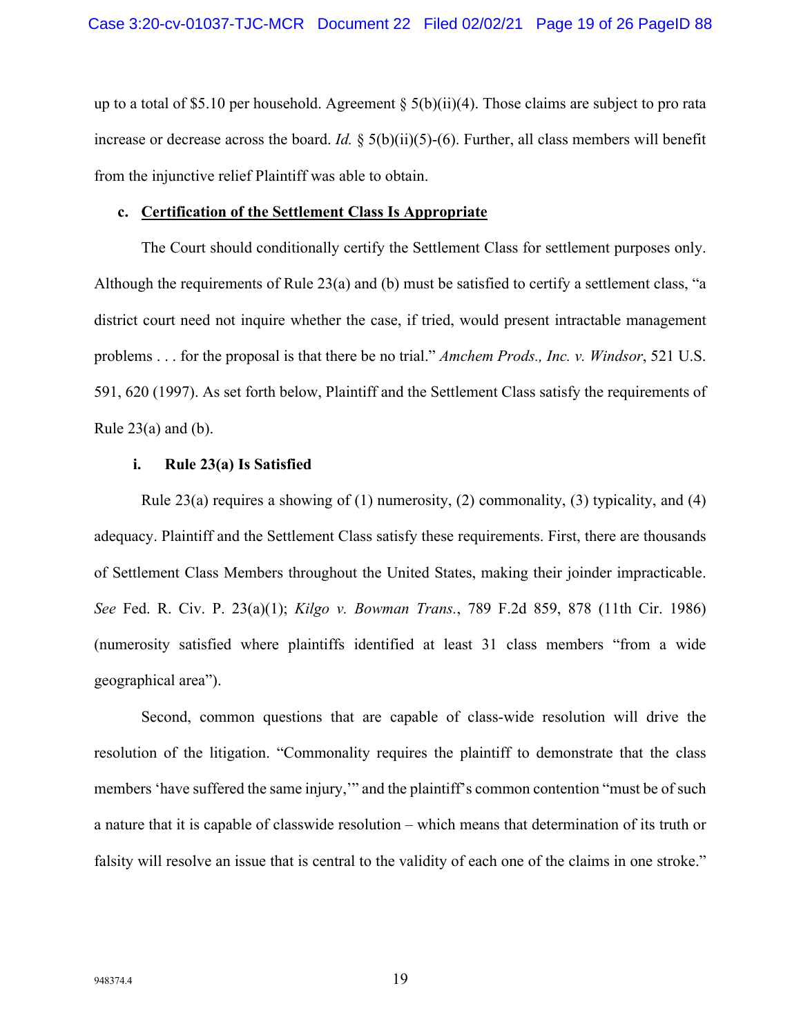up to a total of $5.10 per household. Agreement § 5(b)(ii)(4). Those claims are subject to pro rata increase or decrease across the board. *Id.* § 5(b)(ii)(5)-(6). Further, all class members will benefit from the injunctive relief Plaintiff was able to obtain.

### c. Certification of the Settlement Class Is Appropriate

The Court should conditionally certify the Settlement Class for settlement purposes only. Although the requirements of Rule 23(a) and (b) must be satisfied to certify a settlement class, "a district court need not inquire whether the case, if tried, would present intractable management problems . . . for the proposal is that there be no trial." *Amchem Prods., Inc. v. Windsor*, 521 U.S. 591, 620 (1997). As set forth below, Plaintiff and the Settlement Class satisfy the requirements of Rule 23(a) and (b).

#### i. Rule 23(a) Is Satisfied

Rule 23(a) requires a showing of (1) numerosity, (2) commonality, (3) typicality, and (4) adequacy. Plaintiff and the Settlement Class satisfy these requirements. First, there are thousands of Settlement Class Members throughout the United States, making their joinder impracticable. *See* Fed. R. Civ. P. 23(a)(1); *Kilgo v. Bowman Trans.*, 789 F.2d 859, 878 (11th Cir. 1986) (numerosity satisfied where plaintiffs identified at least 31 class members "from a wide geographical area").

Second, common questions that are capable of class-wide resolution will drive the resolution of the litigation. "Commonality requires the plaintiff to demonstrate that the class members 'have suffered the same injury,'" and the plaintiff's common contention "must be of such a nature that it is capable of classwide resolution – which means that determination of its truth or falsity will resolve an issue that is central to the validity of each one of the claims in one stroke."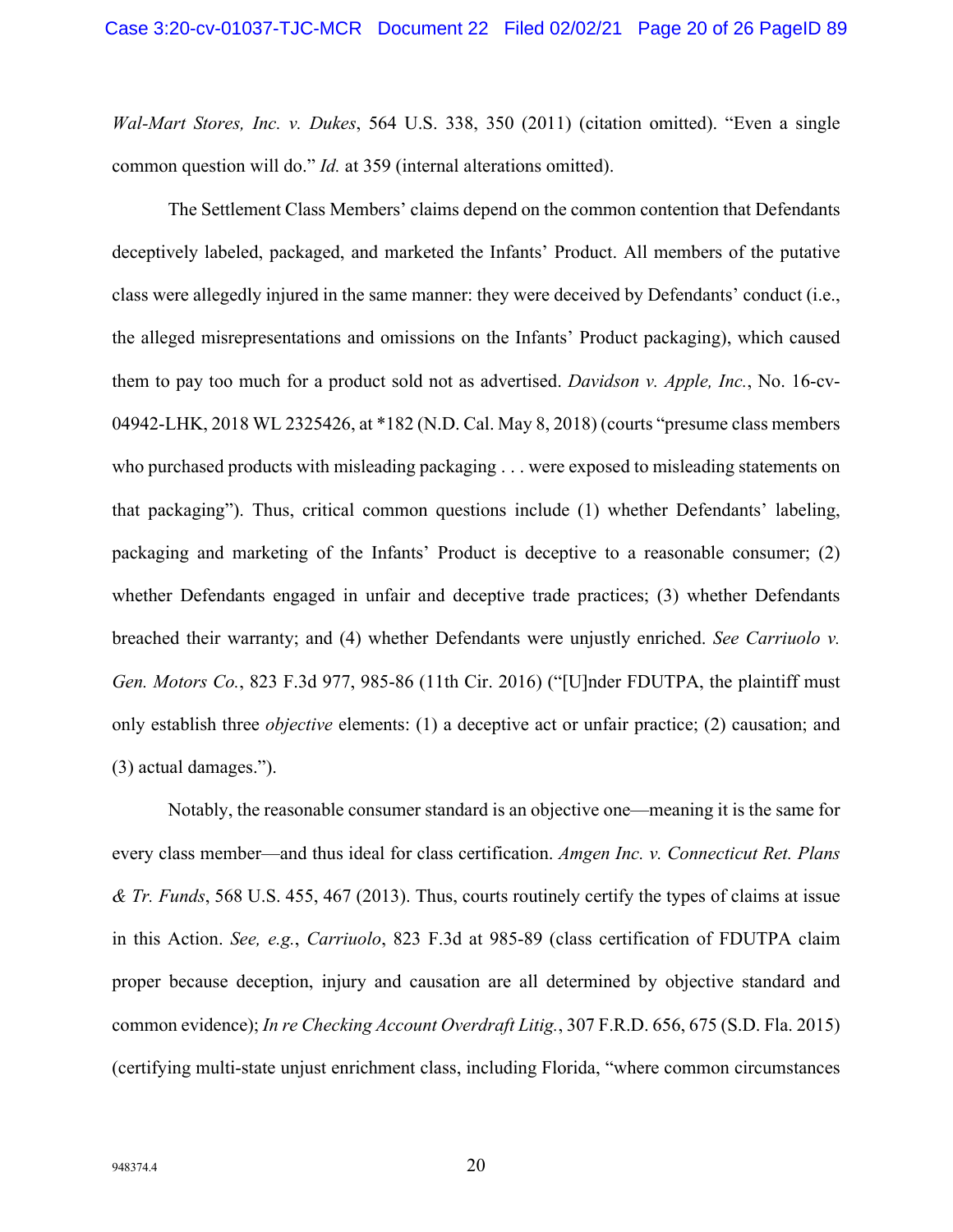*Wal-Mart Stores, Inc. v. Dukes*, 564 U.S. 338, 350 (2011) (citation omitted). "Even a single common question will do." *Id.* at 359 (internal alterations omitted).

The Settlement Class Members' claims depend on the common contention that Defendants deceptively labeled, packaged, and marketed the Infants' Product. All members of the putative class were allegedly injured in the same manner: they were deceived by Defendants' conduct (i.e., the alleged misrepresentations and omissions on the Infants' Product packaging), which caused them to pay too much for a product sold not as advertised. *Davidson v. Apple, Inc.*, No. 16-cv-04942-LHK, 2018 WL 2325426, at *182 (N.D. Cal. May 8, 2018) (courts "presume class members who purchased products with misleading packaging . . . were exposed to misleading statements on that packaging"). Thus, critical common questions include (1) whether Defendants' labeling, packaging and marketing of the Infants' Product is deceptive to a reasonable consumer; (2) whether Defendants engaged in unfair and deceptive trade practices; (3) whether Defendants breached their warranty; and (4) whether Defendants were unjustly enriched. *See Carriuolo v. Gen. Motors Co.*, 823 F.3d 977, 985-86 (11th Cir. 2016) ("[U]nder FDUTPA, the plaintiff must only establish three *objective* elements: (1) a deceptive act or unfair practice; (2) causation; and (3) actual damages.").

Notably, the reasonable consumer standard is an objective one—meaning it is the same for every class member—and thus ideal for class certification. *Amgen Inc. v. Connecticut Ret. Plans & Tr. Funds*, 568 U.S. 455, 467 (2013). Thus, courts routinely certify the types of claims at issue in this Action. *See, e.g.*, *Carriuolo*, 823 F.3d at 985-89 (class certification of FDUTPA claim proper because deception, injury and causation are all determined by objective standard and common evidence); *In re Checking Account Overdraft Litig.*, 307 F.R.D. 656, 675 (S.D. Fla. 2015) (certifying multi-state unjust enrichment class, including Florida, "where common circumstances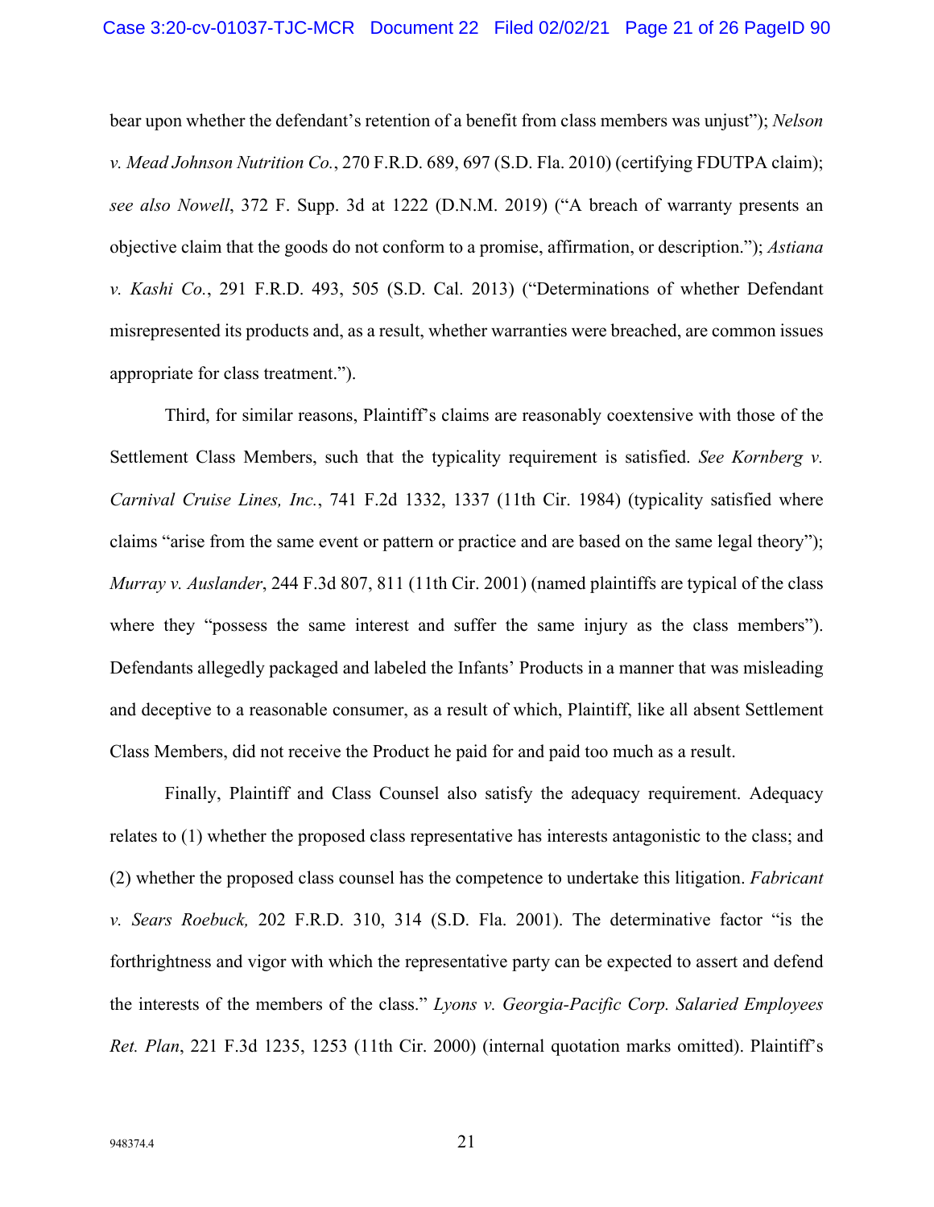bear upon whether the defendant's retention of a benefit from class members was unjust"); *Nelson v. Mead Johnson Nutrition Co.*, 270 F.R.D. 689, 697 (S.D. Fla. 2010) (certifying FDUTPA claim); *see also Nowell*, 372 F. Supp. 3d at 1222 (D.N.M. 2019) ("A breach of warranty presents an objective claim that the goods do not conform to a promise, affirmation, or description."); *Astiana v. Kashi Co.*, 291 F.R.D. 493, 505 (S.D. Cal. 2013) ("Determinations of whether Defendant misrepresented its products and, as a result, whether warranties were breached, are common issues appropriate for class treatment.").

Third, for similar reasons, Plaintiff's claims are reasonably coextensive with those of the Settlement Class Members, such that the typicality requirement is satisfied. *See Kornberg v. Carnival Cruise Lines, Inc.*, 741 F.2d 1332, 1337 (11th Cir. 1984) (typicality satisfied where claims "arise from the same event or pattern or practice and are based on the same legal theory"); *Murray v. Auslander*, 244 F.3d 807, 811 (11th Cir. 2001) (named plaintiffs are typical of the class where they "possess the same interest and suffer the same injury as the class members"). Defendants allegedly packaged and labeled the Infants' Products in a manner that was misleading and deceptive to a reasonable consumer, as a result of which, Plaintiff, like all absent Settlement Class Members, did not receive the Product he paid for and paid too much as a result.

Finally, Plaintiff and Class Counsel also satisfy the adequacy requirement. Adequacy relates to (1) whether the proposed class representative has interests antagonistic to the class; and (2) whether the proposed class counsel has the competence to undertake this litigation. *Fabricant v. Sears Roebuck,* 202 F.R.D. 310, 314 (S.D. Fla. 2001). The determinative factor "is the forthrightness and vigor with which the representative party can be expected to assert and defend the interests of the members of the class." *Lyons v. Georgia-Pacific Corp. Salaried Employees Ret. Plan*, 221 F.3d 1235, 1253 (11th Cir. 2000) (internal quotation marks omitted). Plaintiff's

948374.4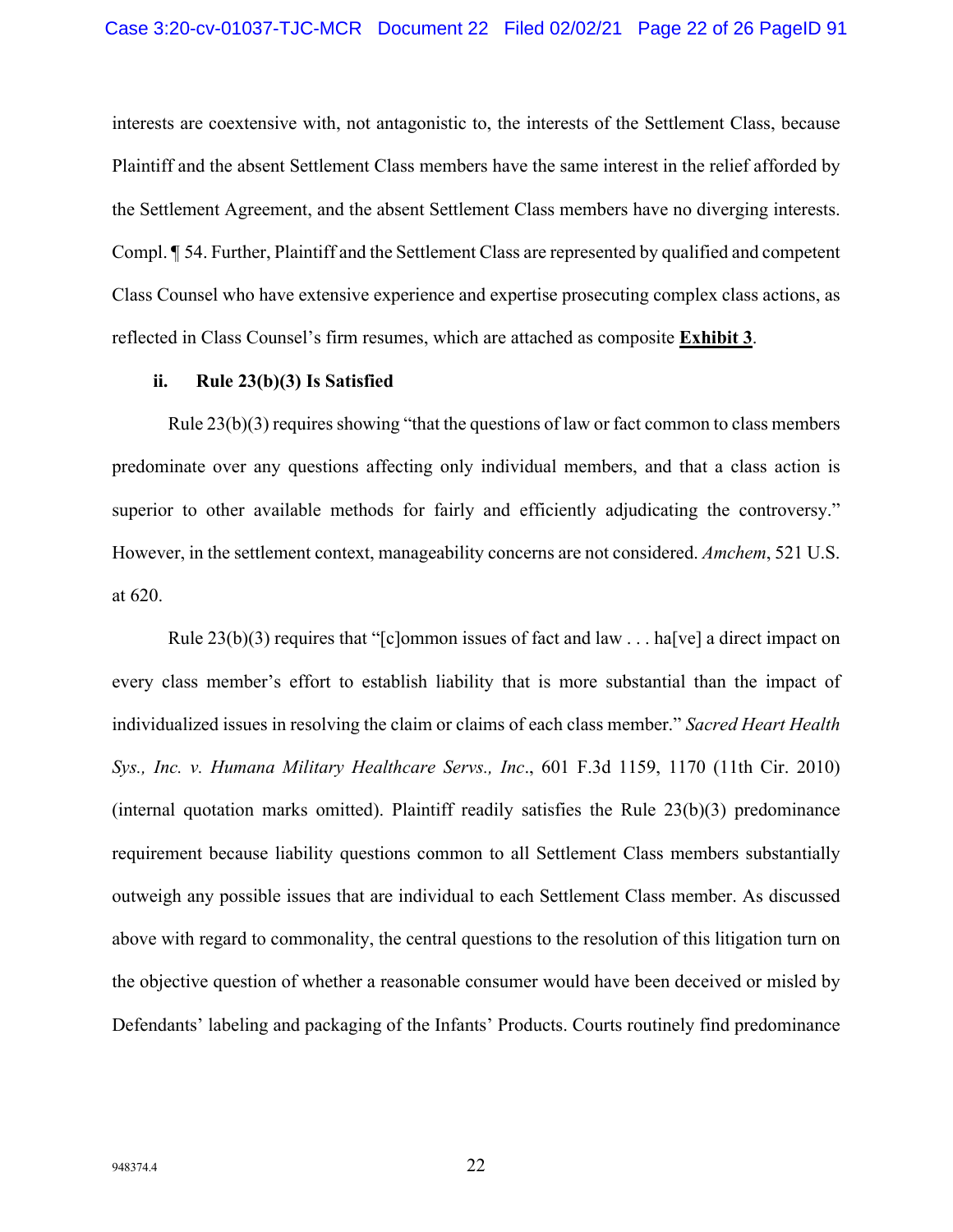interests are coextensive with, not antagonistic to, the interests of the Settlement Class, because Plaintiff and the absent Settlement Class members have the same interest in the relief afforded by the Settlement Agreement, and the absent Settlement Class members have no diverging interests. Compl. ¶ 54. Further, Plaintiff and the Settlement Class are represented by qualified and competent Class Counsel who have extensive experience and expertise prosecuting complex class actions, as reflected in Class Counsel's firm resumes, which are attached as composite **Exhibit 3**.

**ii. Rule 23(b)(3) Is Satisfied**

Rule 23(b)(3) requires showing "that the questions of law or fact common to class members predominate over any questions affecting only individual members, and that a class action is superior to other available methods for fairly and efficiently adjudicating the controversy." However, in the settlement context, manageability concerns are not considered. *Amchem*, 521 U.S. at 620.

Rule 23(b)(3) requires that "[c]ommon issues of fact and law . . . ha[ve] a direct impact on every class member's effort to establish liability that is more substantial than the impact of individualized issues in resolving the claim or claims of each class member." *Sacred Heart Health Sys., Inc. v. Humana Military Healthcare Servs., Inc*., 601 F.3d 1159, 1170 (11th Cir. 2010) (internal quotation marks omitted). Plaintiff readily satisfies the Rule 23(b)(3) predominance requirement because liability questions common to all Settlement Class members substantially outweigh any possible issues that are individual to each Settlement Class member. As discussed above with regard to commonality, the central questions to the resolution of this litigation turn on the objective question of whether a reasonable consumer would have been deceived or misled by Defendants' labeling and packaging of the Infants' Products. Courts routinely find predominance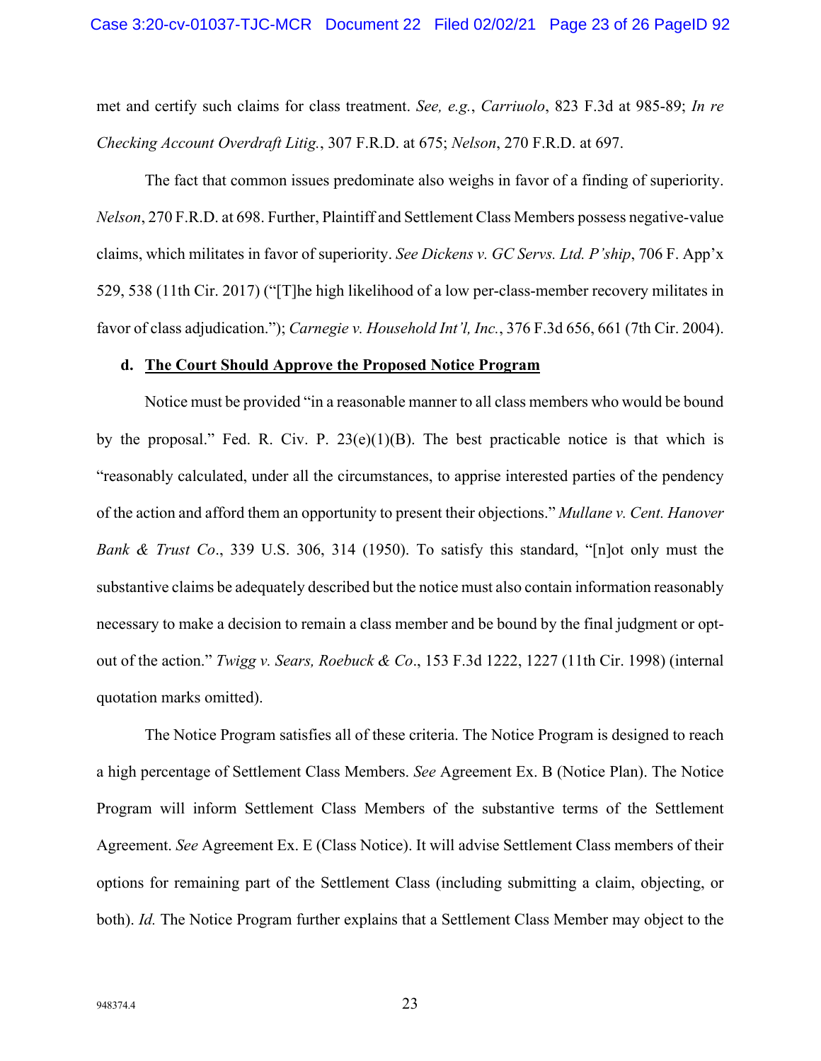met and certify such claims for class treatment. *See, e.g.*, *Carriuolo*, 823 F.3d at 985-89; *In re Checking Account Overdraft Litig.*, 307 F.R.D. at 675; *Nelson*, 270 F.R.D. at 697.

The fact that common issues predominate also weighs in favor of a finding of superiority. *Nelson*, 270 F.R.D. at 698. Further, Plaintiff and Settlement Class Members possess negative-value claims, which militates in favor of superiority. *See Dickens v. GC Servs. Ltd. P'ship*, 706 F. App'x 529, 538 (11th Cir. 2017) ("[T]he high likelihood of a low per-class-member recovery militates in favor of class adjudication."); *Carnegie v. Household Int'l, Inc.*, 376 F.3d 656, 661 (7th Cir. 2004).

**d. <u>The Court Should Approve the Proposed Notice Program</u>**

Notice must be provided "in a reasonable manner to all class members who would be bound by the proposal." Fed. R. Civ. P. 23(e)(1)(B). The best practicable notice is that which is "reasonably calculated, under all the circumstances, to apprise interested parties of the pendency of the action and afford them an opportunity to present their objections." *Mullane v. Cent. Hanover Bank & Trust Co*., 339 U.S. 306, 314 (1950). To satisfy this standard, "[n]ot only must the substantive claims be adequately described but the notice must also contain information reasonably necessary to make a decision to remain a class member and be bound by the final judgment or opt-out of the action." *Twigg v. Sears, Roebuck & Co*., 153 F.3d 1222, 1227 (11th Cir. 1998) (internal quotation marks omitted).

The Notice Program satisfies all of these criteria. The Notice Program is designed to reach a high percentage of Settlement Class Members. *See* Agreement Ex. B (Notice Plan). The Notice Program will inform Settlement Class Members of the substantive terms of the Settlement Agreement. *See* Agreement Ex. E (Class Notice). It will advise Settlement Class members of their options for remaining part of the Settlement Class (including submitting a claim, objecting, or both). *Id.* The Notice Program further explains that a Settlement Class Member may object to the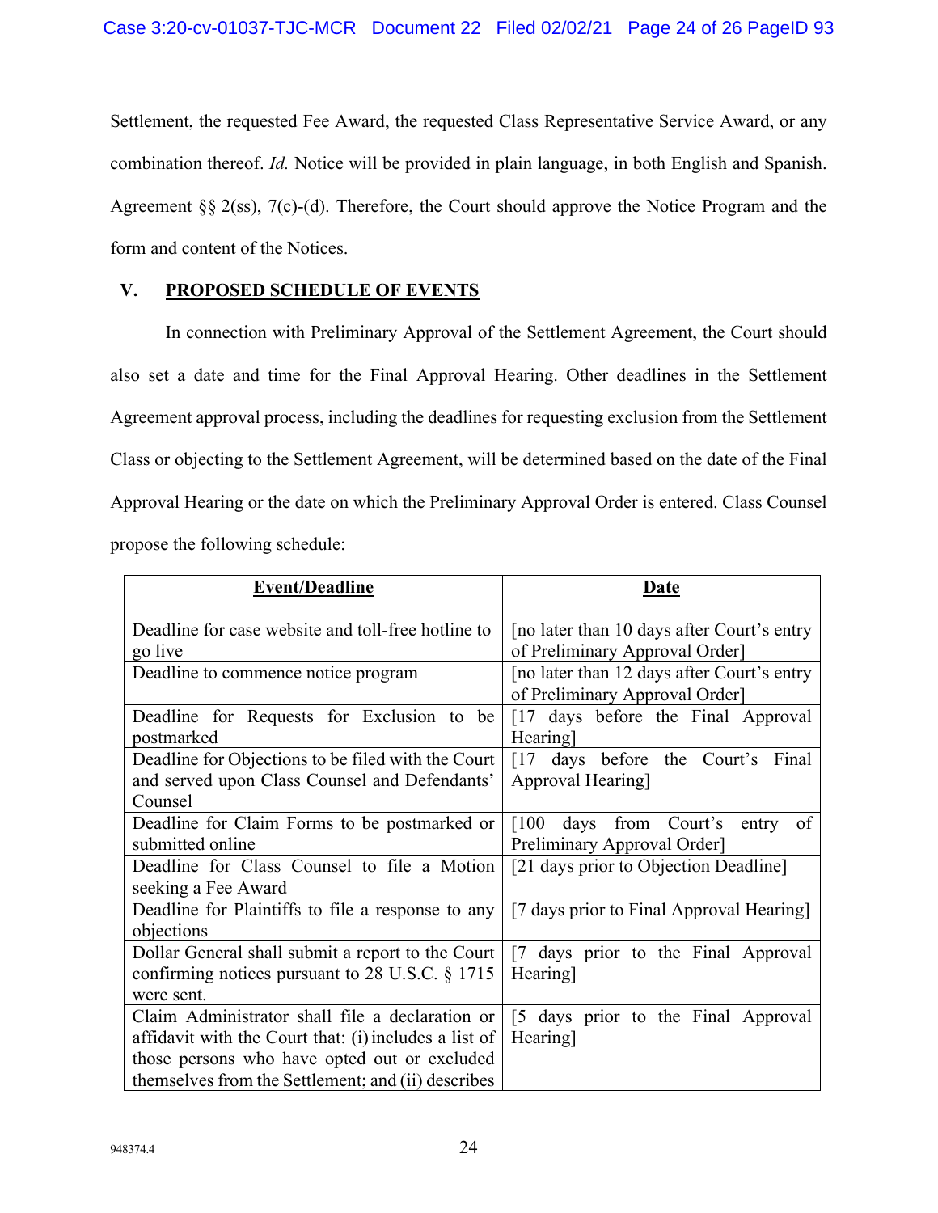Settlement, the requested Fee Award, the requested Class Representative Service Award, or any combination thereof. *Id.* Notice will be provided in plain language, in both English and Spanish. Agreement §§ 2(ss), 7(c)-(d). Therefore, the Court should approve the Notice Program and the form and content of the Notices.

## V. PROPOSED SCHEDULE OF EVENTS

In connection with Preliminary Approval of the Settlement Agreement, the Court should also set a date and time for the Final Approval Hearing. Other deadlines in the Settlement Agreement approval process, including the deadlines for requesting exclusion from the Settlement Class or objecting to the Settlement Agreement, will be determined based on the date of the Final Approval Hearing or the date on which the Preliminary Approval Order is entered. Class Counsel propose the following schedule:

| Event/Deadline | Date |
|---|---|
| Deadline for case website and toll-free hotline to go live | [no later than 10 days after Court's entry of Preliminary Approval Order] |
| Deadline to commence notice program | [no later than 12 days after Court's entry of Preliminary Approval Order] |
| Deadline for Requests for Exclusion to be postmarked | [17 days before the Final Approval Hearing] |
| Deadline for Objections to be filed with the Court and served upon Class Counsel and Defendants' Counsel | [17 days before the Court's Final Approval Hearing] |
| Deadline for Claim Forms to be postmarked or submitted online | [100 days from Court's entry of Preliminary Approval Order] |
| Deadline for Class Counsel to file a Motion seeking a Fee Award | [21 days prior to Objection Deadline] |
| Deadline for Plaintiffs to file a response to any objections | [7 days prior to Final Approval Hearing] |
| Dollar General shall submit a report to the Court confirming notices pursuant to 28 U.S.C. § 1715 were sent. | [7 days prior to the Final Approval Hearing] |
| Claim Administrator shall file a declaration or affidavit with the Court that: (i) includes a list of those persons who have opted out or excluded themselves from the Settlement; and (ii) describes | [5 days prior to the Final Approval Hearing] |

948374.4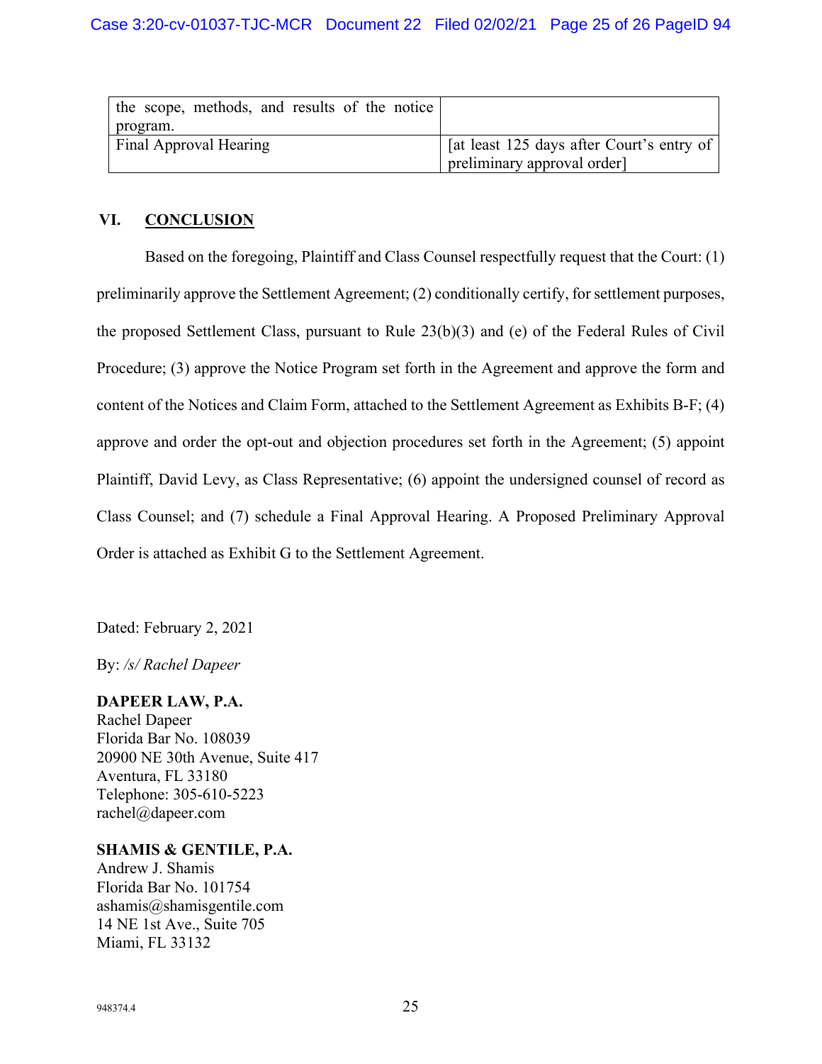| | |
|---|---|
| the scope, methods, and results of the notice program. | |
| Final Approval Hearing | [at least 125 days after Court's entry of preliminary approval order] |

## VI. CONCLUSION

Based on the foregoing, Plaintiff and Class Counsel respectfully request that the Court: (1) preliminarily approve the Settlement Agreement; (2) conditionally certify, for settlement purposes, the proposed Settlement Class, pursuant to Rule 23(b)(3) and (e) of the Federal Rules of Civil Procedure; (3) approve the Notice Program set forth in the Agreement and approve the form and content of the Notices and Claim Form, attached to the Settlement Agreement as Exhibits B-F; (4) approve and order the opt-out and objection procedures set forth in the Agreement; (5) appoint Plaintiff, David Levy, as Class Representative; (6) appoint the undersigned counsel of record as Class Counsel; and (7) schedule a Final Approval Hearing. A Proposed Preliminary Approval Order is attached as Exhibit G to the Settlement Agreement.

Dated: February 2, 2021

By: */s/ Rachel Dapeer*

**DAPEER LAW, P.A.**
Rachel Dapeer
Florida Bar No. 108039
20900 NE 30th Avenue, Suite 417
Aventura, FL 33180
Telephone: 305-610-5223
rachel@dapeer.com

**SHAMIS & GENTILE, P.A.**
Andrew J. Shamis
Florida Bar No. 101754
ashamis@shamisgentile.com
14 NE 1st Ave., Suite 705
Miami, FL 33132

948374.4